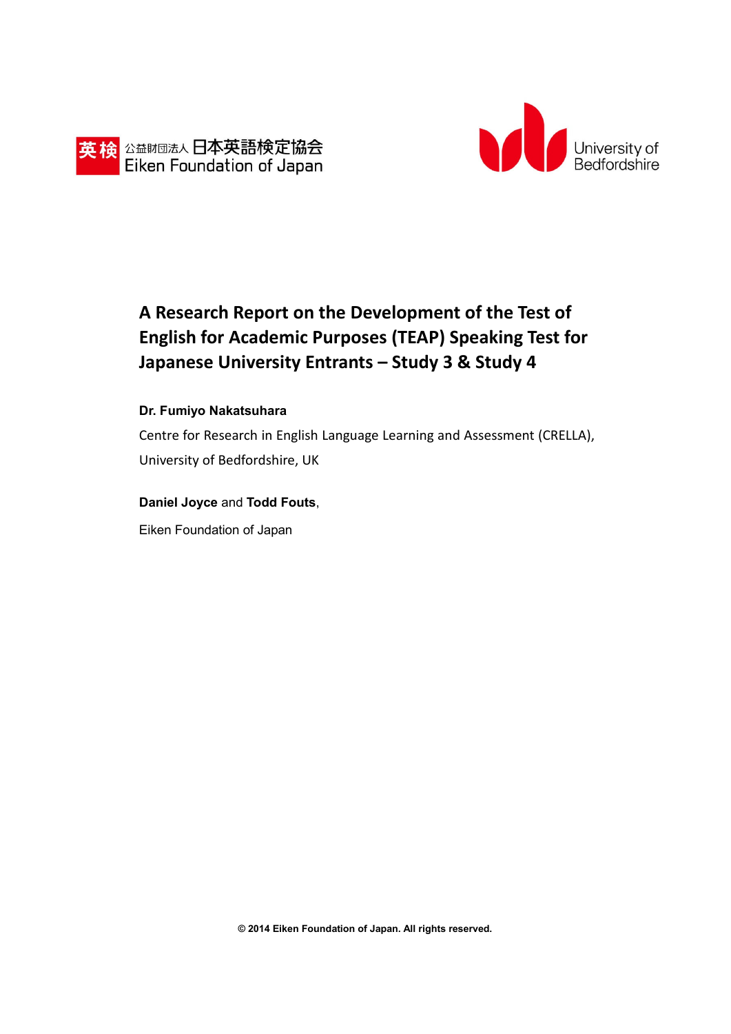英検 公益財団法人 日本英語検定協会
Eiken Foundation of Japan

University of Bedfordshire

# A Research Report on the Development of the Test of English for Academic Purposes (TEAP) Speaking Test for Japanese University Entrants – Study 3 & Study 4

**Dr. Fumiyo Nakatsuhara**

Centre for Research in English Language Learning and Assessment (CRELLA), University of Bedfordshire, UK

**Daniel Joyce** and **Todd Fouts**,

Eiken Foundation of Japan

**© 2014 Eiken Foundation of Japan. All rights reserved.**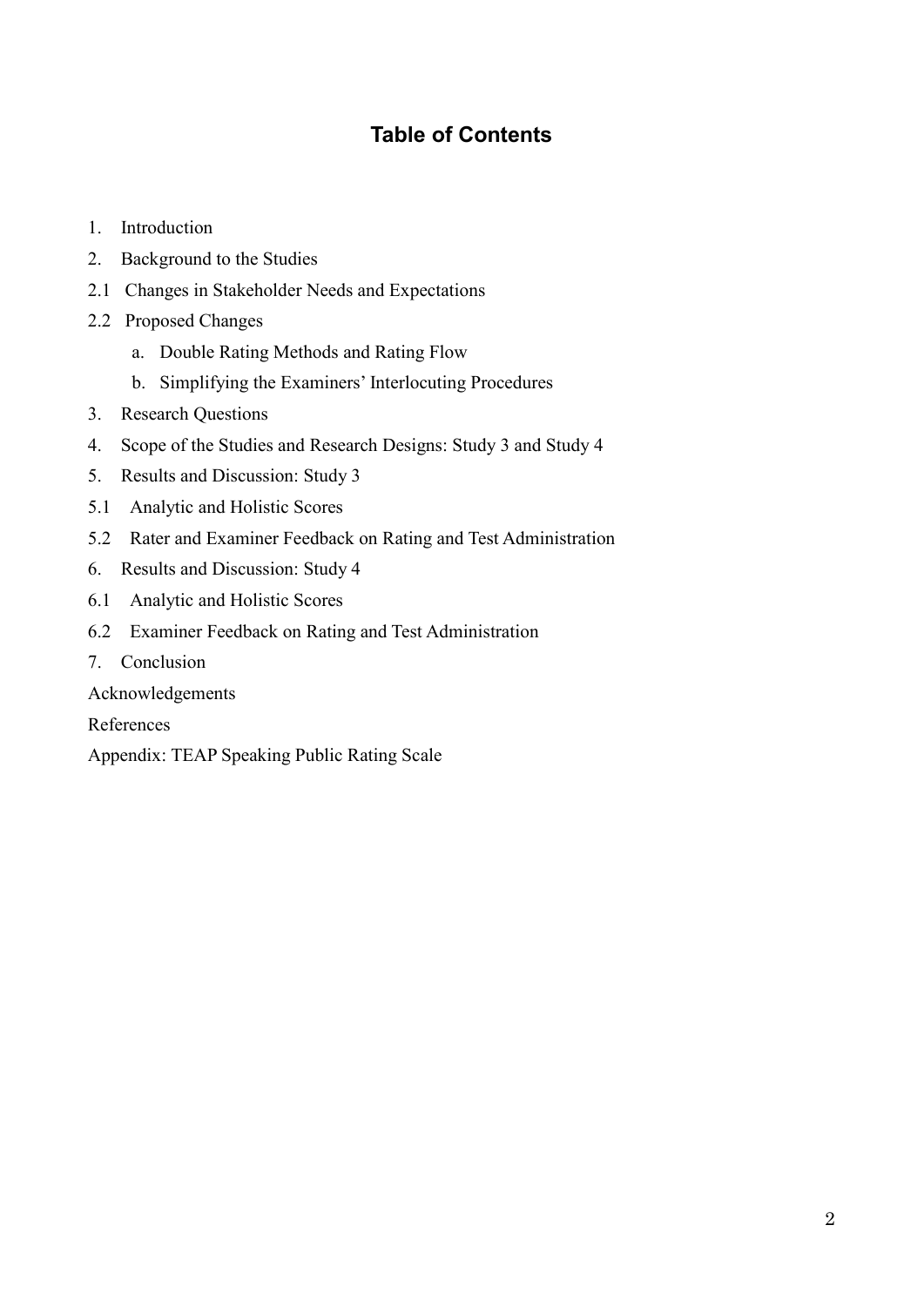# Table of Contents

1. Introduction
2. Background to the Studies
2.1 Changes in Stakeholder Needs and Expectations
2.2 Proposed Changes
    a. Double Rating Methods and Rating Flow
    b. Simplifying the Examiners' Interlocuting Procedures
3. Research Questions
4. Scope of the Studies and Research Designs: Study 3 and Study 4
5. Results and Discussion: Study 3
5.1 Analytic and Holistic Scores
5.2 Rater and Examiner Feedback on Rating and Test Administration
6. Results and Discussion: Study 4
6.1 Analytic and Holistic Scores
6.2 Examiner Feedback on Rating and Test Administration
7. Conclusion

Acknowledgements

References

Appendix: TEAP Speaking Public Rating Scale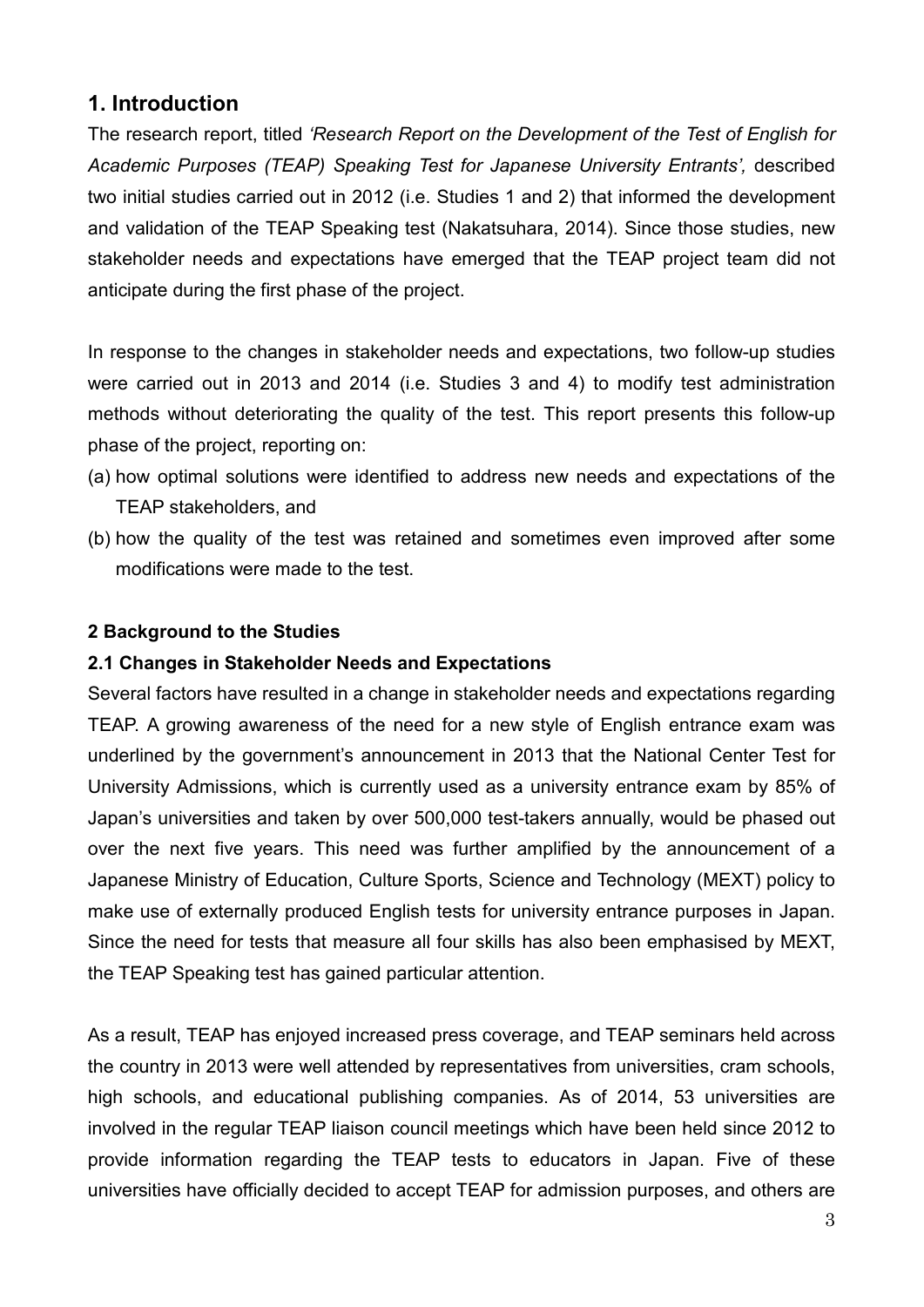## 1. Introduction

The research report, titled *'Research Report on the Development of the Test of English for Academic Purposes (TEAP) Speaking Test for Japanese University Entrants',* described two initial studies carried out in 2012 (i.e. Studies 1 and 2) that informed the development and validation of the TEAP Speaking test (Nakatsuhara, 2014). Since those studies, new stakeholder needs and expectations have emerged that the TEAP project team did not anticipate during the first phase of the project.

In response to the changes in stakeholder needs and expectations, two follow-up studies were carried out in 2013 and 2014 (i.e. Studies 3 and 4) to modify test administration methods without deteriorating the quality of the test. This report presents this follow-up phase of the project, reporting on:

(a) how optimal solutions were identified to address new needs and expectations of the TEAP stakeholders, and
(b) how the quality of the test was retained and sometimes even improved after some modifications were made to the test.

### 2 Background to the Studies

#### 2.1 Changes in Stakeholder Needs and Expectations

Several factors have resulted in a change in stakeholder needs and expectations regarding TEAP. A growing awareness of the need for a new style of English entrance exam was underlined by the government's announcement in 2013 that the National Center Test for University Admissions, which is currently used as a university entrance exam by 85% of Japan's universities and taken by over 500,000 test-takers annually, would be phased out over the next five years. This need was further amplified by the announcement of a Japanese Ministry of Education, Culture Sports, Science and Technology (MEXT) policy to make use of externally produced English tests for university entrance purposes in Japan. Since the need for tests that measure all four skills has also been emphasised by MEXT, the TEAP Speaking test has gained particular attention.

As a result, TEAP has enjoyed increased press coverage, and TEAP seminars held across the country in 2013 were well attended by representatives from universities, cram schools, high schools, and educational publishing companies. As of 2014, 53 universities are involved in the regular TEAP liaison council meetings which have been held since 2012 to provide information regarding the TEAP tests to educators in Japan. Five of these universities have officially decided to accept TEAP for admission purposes, and others are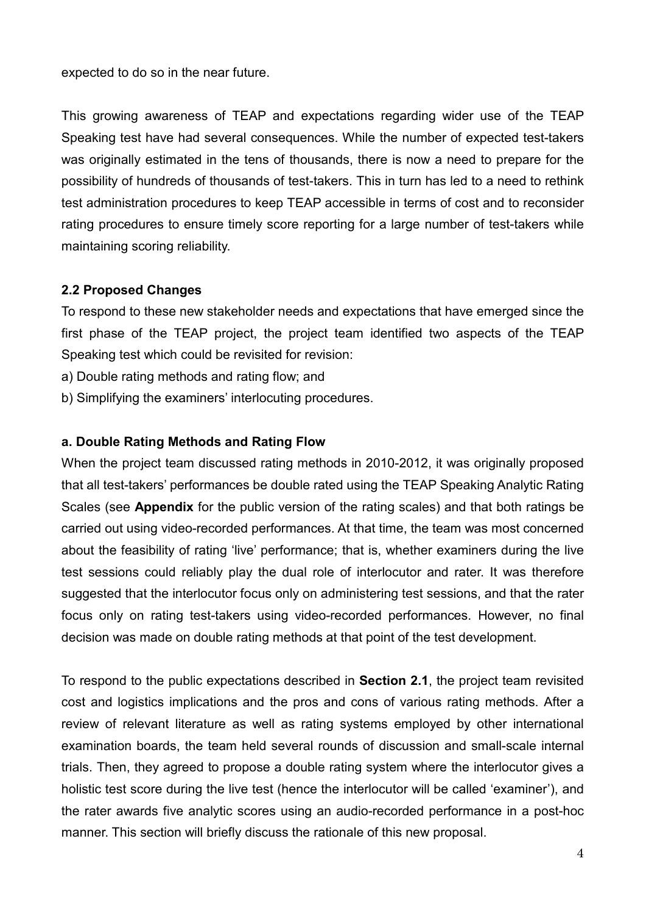expected to do so in the near future.

This growing awareness of TEAP and expectations regarding wider use of the TEAP Speaking test have had several consequences. While the number of expected test-takers was originally estimated in the tens of thousands, there is now a need to prepare for the possibility of hundreds of thousands of test-takers. This in turn has led to a need to rethink test administration procedures to keep TEAP accessible in terms of cost and to reconsider rating procedures to ensure timely score reporting for a large number of test-takers while maintaining scoring reliability.

### 2.2 Proposed Changes

To respond to these new stakeholder needs and expectations that have emerged since the first phase of the TEAP project, the project team identified two aspects of the TEAP Speaking test which could be revisited for revision:

a) Double rating methods and rating flow; and

b) Simplifying the examiners' interlocuting procedures.

#### a. Double Rating Methods and Rating Flow

When the project team discussed rating methods in 2010-2012, it was originally proposed that all test-takers' performances be double rated using the TEAP Speaking Analytic Rating Scales (see **Appendix** for the public version of the rating scales) and that both ratings be carried out using video-recorded performances. At that time, the team was most concerned about the feasibility of rating 'live' performance; that is, whether examiners during the live test sessions could reliably play the dual role of interlocutor and rater. It was therefore suggested that the interlocutor focus only on administering test sessions, and that the rater focus only on rating test-takers using video-recorded performances. However, no final decision was made on double rating methods at that point of the test development.

To respond to the public expectations described in **Section 2.1**, the project team revisited cost and logistics implications and the pros and cons of various rating methods. After a review of relevant literature as well as rating systems employed by other international examination boards, the team held several rounds of discussion and small-scale internal trials. Then, they agreed to propose a double rating system where the interlocutor gives a holistic test score during the live test (hence the interlocutor will be called 'examiner'), and the rater awards five analytic scores using an audio-recorded performance in a post-hoc manner. This section will briefly discuss the rationale of this new proposal.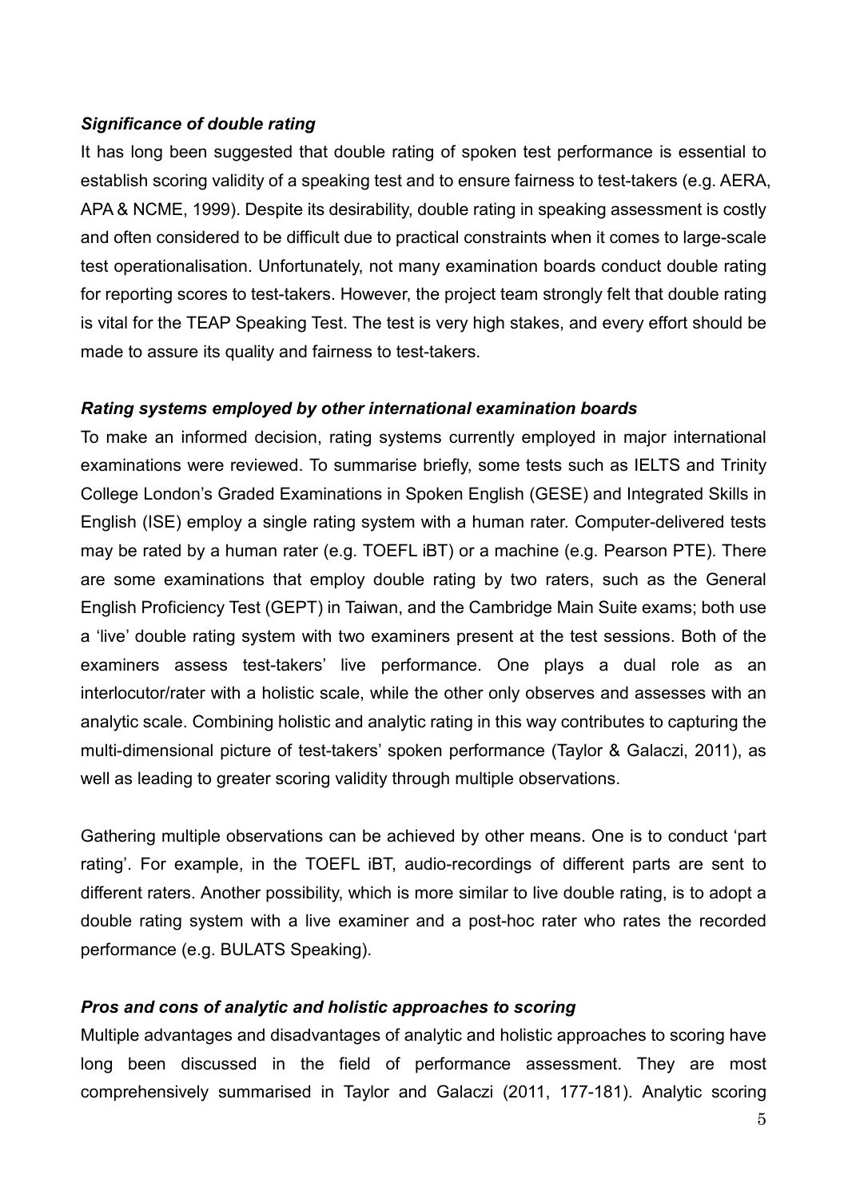***Significance of double rating***

It has long been suggested that double rating of spoken test performance is essential to establish scoring validity of a speaking test and to ensure fairness to test-takers (e.g. AERA, APA & NCME, 1999). Despite its desirability, double rating in speaking assessment is costly and often considered to be difficult due to practical constraints when it comes to large-scale test operationalisation. Unfortunately, not many examination boards conduct double rating for reporting scores to test-takers. However, the project team strongly felt that double rating is vital for the TEAP Speaking Test. The test is very high stakes, and every effort should be made to assure its quality and fairness to test-takers.

***Rating systems employed by other international examination boards***

To make an informed decision, rating systems currently employed in major international examinations were reviewed. To summarise briefly, some tests such as IELTS and Trinity College London's Graded Examinations in Spoken English (GESE) and Integrated Skills in English (ISE) employ a single rating system with a human rater. Computer-delivered tests may be rated by a human rater (e.g. TOEFL iBT) or a machine (e.g. Pearson PTE). There are some examinations that employ double rating by two raters, such as the General English Proficiency Test (GEPT) in Taiwan, and the Cambridge Main Suite exams; both use a 'live' double rating system with two examiners present at the test sessions. Both of the examiners assess test-takers' live performance. One plays a dual role as an interlocutor/rater with a holistic scale, while the other only observes and assesses with an analytic scale. Combining holistic and analytic rating in this way contributes to capturing the multi-dimensional picture of test-takers' spoken performance (Taylor & Galaczi, 2011), as well as leading to greater scoring validity through multiple observations.

Gathering multiple observations can be achieved by other means. One is to conduct 'part rating'. For example, in the TOEFL iBT, audio-recordings of different parts are sent to different raters. Another possibility, which is more similar to live double rating, is to adopt a double rating system with a live examiner and a post-hoc rater who rates the recorded performance (e.g. BULATS Speaking).

***Pros and cons of analytic and holistic approaches to scoring***

Multiple advantages and disadvantages of analytic and holistic approaches to scoring have long been discussed in the field of performance assessment. They are most comprehensively summarised in Taylor and Galaczi (2011, 177-181). Analytic scoring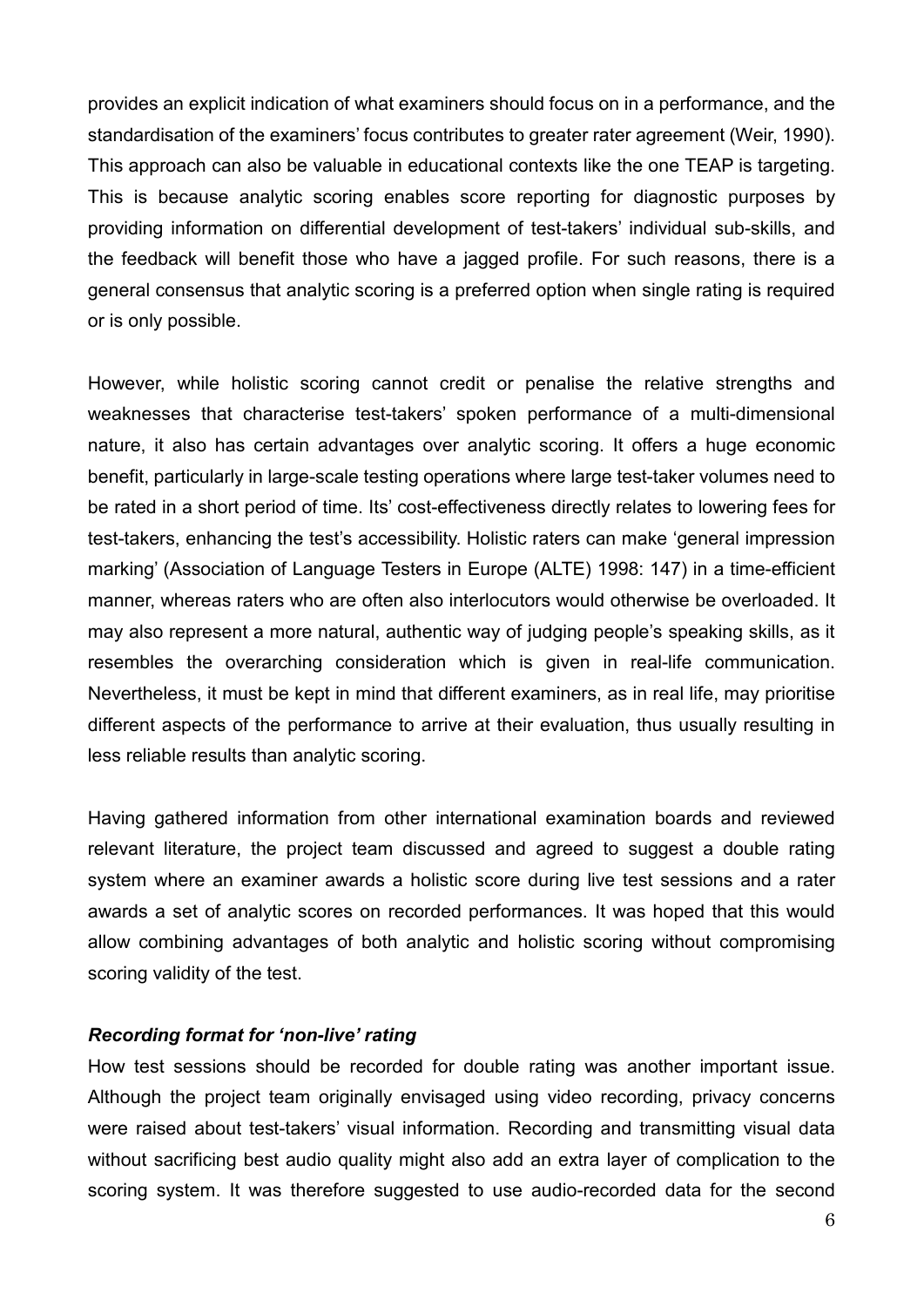provides an explicit indication of what examiners should focus on in a performance, and the standardisation of the examiners' focus contributes to greater rater agreement (Weir, 1990). This approach can also be valuable in educational contexts like the one TEAP is targeting. This is because analytic scoring enables score reporting for diagnostic purposes by providing information on differential development of test-takers' individual sub-skills, and the feedback will benefit those who have a jagged profile. For such reasons, there is a general consensus that analytic scoring is a preferred option when single rating is required or is only possible.

However, while holistic scoring cannot credit or penalise the relative strengths and weaknesses that characterise test-takers' spoken performance of a multi-dimensional nature, it also has certain advantages over analytic scoring. It offers a huge economic benefit, particularly in large-scale testing operations where large test-taker volumes need to be rated in a short period of time. Its' cost-effectiveness directly relates to lowering fees for test-takers, enhancing the test's accessibility. Holistic raters can make 'general impression marking' (Association of Language Testers in Europe (ALTE) 1998: 147) in a time-efficient manner, whereas raters who are often also interlocutors would otherwise be overloaded. It may also represent a more natural, authentic way of judging people's speaking skills, as it resembles the overarching consideration which is given in real-life communication. Nevertheless, it must be kept in mind that different examiners, as in real life, may prioritise different aspects of the performance to arrive at their evaluation, thus usually resulting in less reliable results than analytic scoring.

Having gathered information from other international examination boards and reviewed relevant literature, the project team discussed and agreed to suggest a double rating system where an examiner awards a holistic score during live test sessions and a rater awards a set of analytic scores on recorded performances. It was hoped that this would allow combining advantages of both analytic and holistic scoring without compromising scoring validity of the test.

***Recording format for 'non-live' rating***

How test sessions should be recorded for double rating was another important issue. Although the project team originally envisaged using video recording, privacy concerns were raised about test-takers' visual information. Recording and transmitting visual data without sacrificing best audio quality might also add an extra layer of complication to the scoring system. It was therefore suggested to use audio-recorded data for the second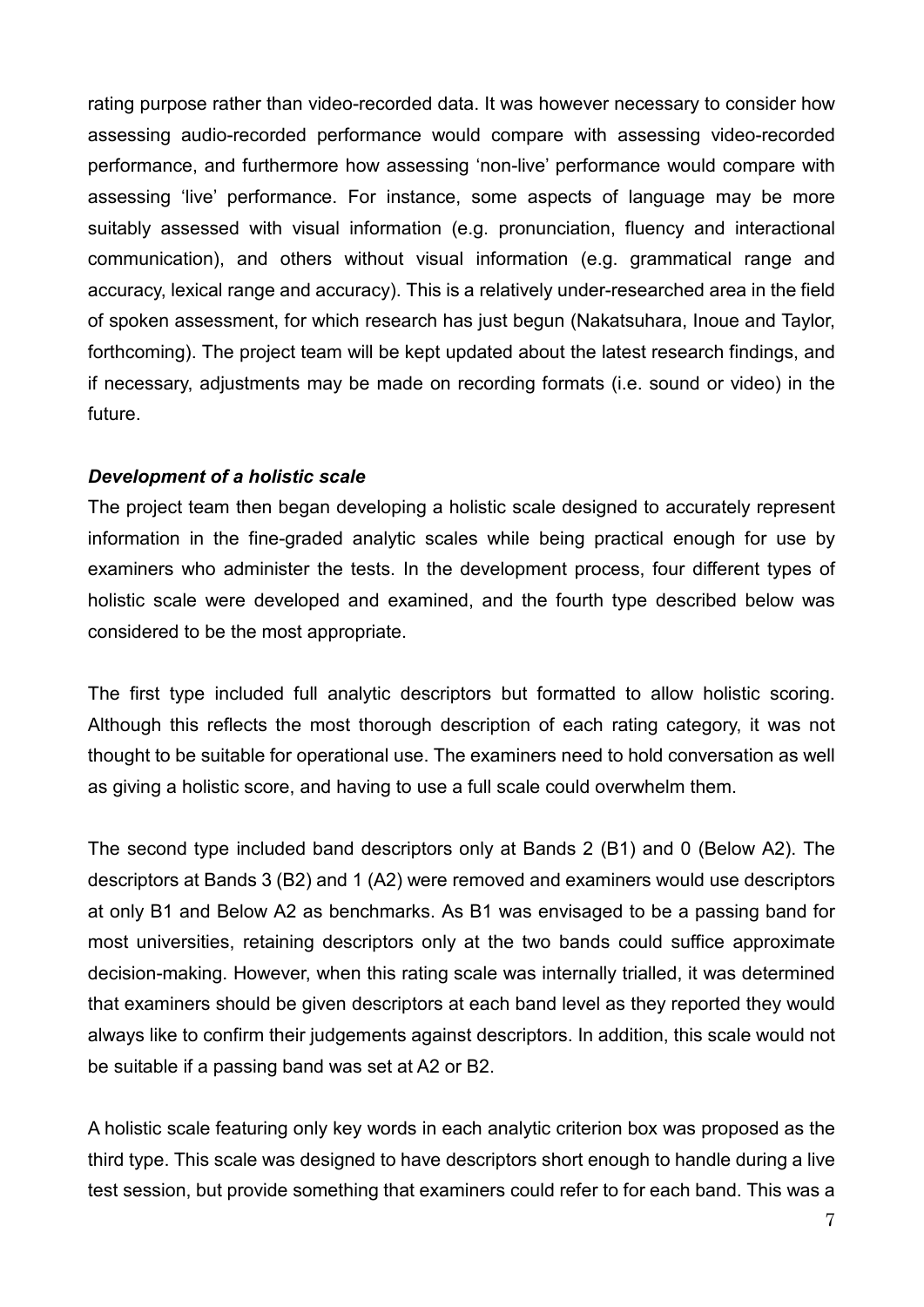rating purpose rather than video-recorded data. It was however necessary to consider how assessing audio-recorded performance would compare with assessing video-recorded performance, and furthermore how assessing 'non-live' performance would compare with assessing 'live' performance. For instance, some aspects of language may be more suitably assessed with visual information (e.g. pronunciation, fluency and interactional communication), and others without visual information (e.g. grammatical range and accuracy, lexical range and accuracy). This is a relatively under-researched area in the field of spoken assessment, for which research has just begun (Nakatsuhara, Inoue and Taylor, forthcoming). The project team will be kept updated about the latest research findings, and if necessary, adjustments may be made on recording formats (i.e. sound or video) in the future.

***Development of a holistic scale***

The project team then began developing a holistic scale designed to accurately represent information in the fine-graded analytic scales while being practical enough for use by examiners who administer the tests. In the development process, four different types of holistic scale were developed and examined, and the fourth type described below was considered to be the most appropriate.

The first type included full analytic descriptors but formatted to allow holistic scoring. Although this reflects the most thorough description of each rating category, it was not thought to be suitable for operational use. The examiners need to hold conversation as well as giving a holistic score, and having to use a full scale could overwhelm them.

The second type included band descriptors only at Bands 2 (B1) and 0 (Below A2). The descriptors at Bands 3 (B2) and 1 (A2) were removed and examiners would use descriptors at only B1 and Below A2 as benchmarks. As B1 was envisaged to be a passing band for most universities, retaining descriptors only at the two bands could suffice approximate decision-making. However, when this rating scale was internally trialled, it was determined that examiners should be given descriptors at each band level as they reported they would always like to confirm their judgements against descriptors. In addition, this scale would not be suitable if a passing band was set at A2 or B2.

A holistic scale featuring only key words in each analytic criterion box was proposed as the third type. This scale was designed to have descriptors short enough to handle during a live test session, but provide something that examiners could refer to for each band. This was a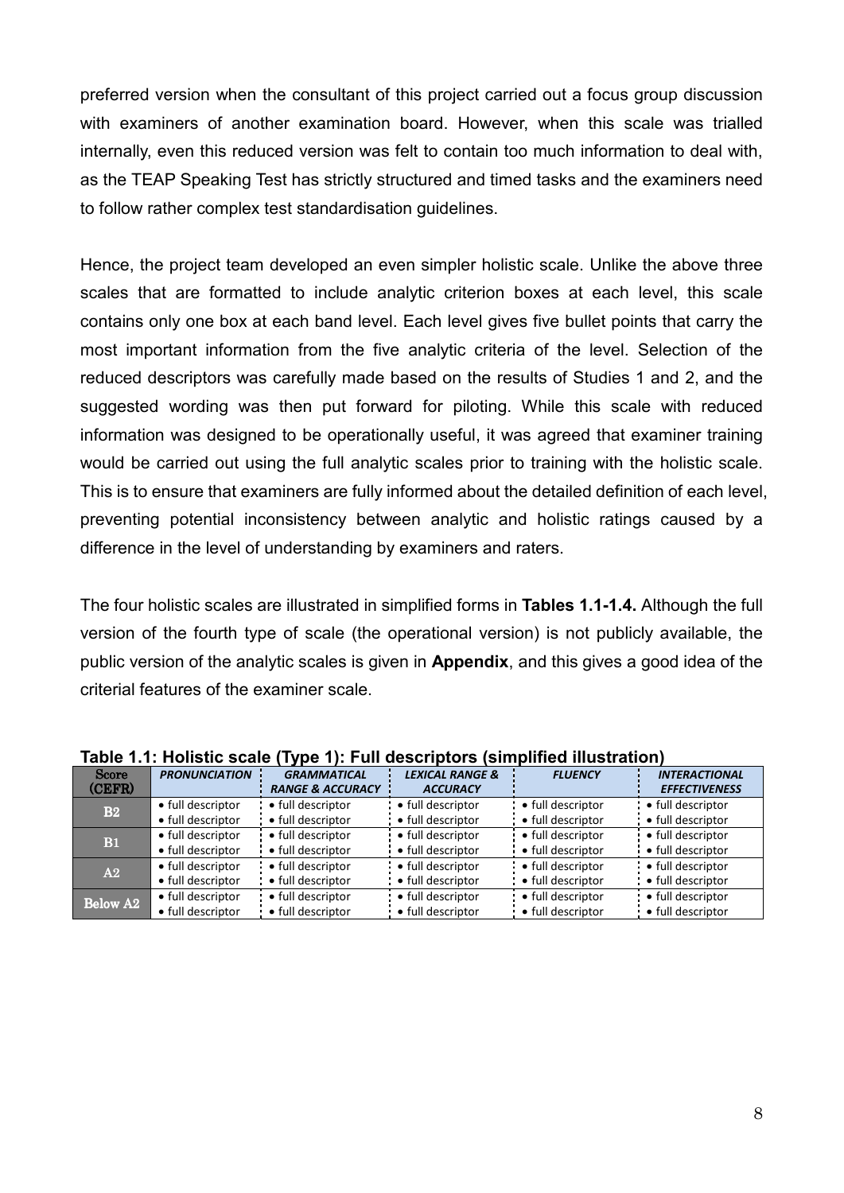preferred version when the consultant of this project carried out a focus group discussion with examiners of another examination board. However, when this scale was trialled internally, even this reduced version was felt to contain too much information to deal with, as the TEAP Speaking Test has strictly structured and timed tasks and the examiners need to follow rather complex test standardisation guidelines.

Hence, the project team developed an even simpler holistic scale. Unlike the above three scales that are formatted to include analytic criterion boxes at each level, this scale contains only one box at each band level. Each level gives five bullet points that carry the most important information from the five analytic criteria of the level. Selection of the reduced descriptors was carefully made based on the results of Studies 1 and 2, and the suggested wording was then put forward for piloting. While this scale with reduced information was designed to be operationally useful, it was agreed that examiner training would be carried out using the full analytic scales prior to training with the holistic scale. This is to ensure that examiners are fully informed about the detailed definition of each level, preventing potential inconsistency between analytic and holistic ratings caused by a difference in the level of understanding by examiners and raters.

The four holistic scales are illustrated in simplified forms in **Tables 1.1-1.4.** Although the full version of the fourth type of scale (the operational version) is not publicly available, the public version of the analytic scales is given in **Appendix**, and this gives a good idea of the criterial features of the examiner scale.

**Table 1.1: Holistic scale (Type 1): Full descriptors (simplified illustration)**

| Score (CEFR) | *PRONUNCIATION* | *GRAMMATICAL RANGE & ACCURACY* | *LEXICAL RANGE & ACCURACY* | *FLUENCY* | *INTERACTIONAL EFFECTIVENESS* |
|---|---|---|---|---|---|
| B2 | • full descriptor<br>• full descriptor | • full descriptor<br>• full descriptor | • full descriptor<br>• full descriptor | • full descriptor<br>• full descriptor | • full descriptor<br>• full descriptor |
| B1 | • full descriptor<br>• full descriptor | • full descriptor<br>• full descriptor | • full descriptor<br>• full descriptor | • full descriptor<br>• full descriptor | • full descriptor<br>• full descriptor |
| A2 | • full descriptor<br>• full descriptor | • full descriptor<br>• full descriptor | • full descriptor<br>• full descriptor | • full descriptor<br>• full descriptor | • full descriptor<br>• full descriptor |
| Below A2 | • full descriptor<br>• full descriptor | • full descriptor<br>• full descriptor | • full descriptor<br>• full descriptor | • full descriptor<br>• full descriptor | • full descriptor<br>• full descriptor |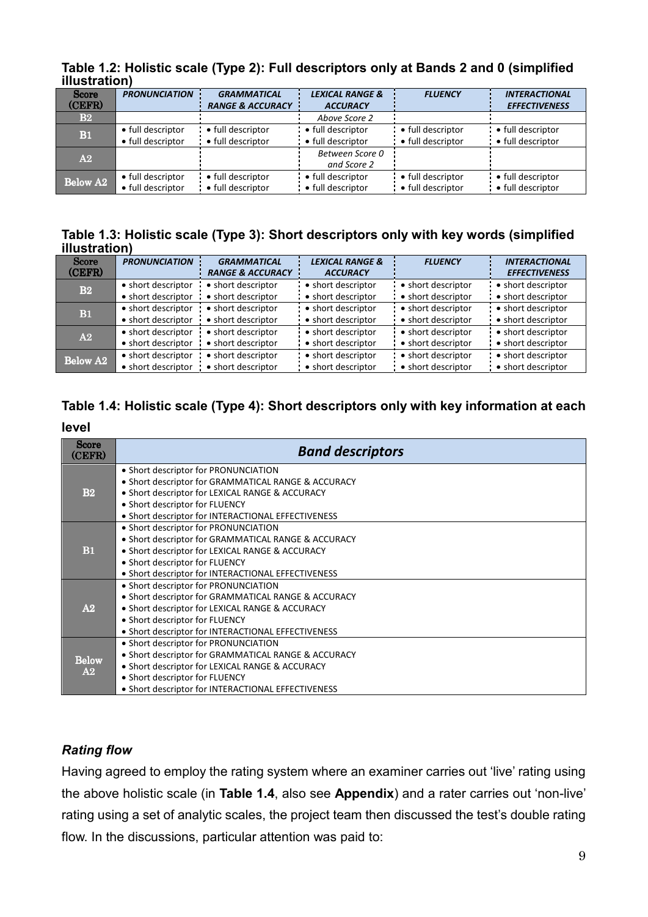**Table 1.2: Holistic scale (Type 2): Full descriptors only at Bands 2 and 0 (simplified illustration)**

| Score (CEFR) | *PRONUNCIATION* | *GRAMMATICAL RANGE & ACCURACY* | *LEXICAL RANGE & ACCURACY* | *FLUENCY* | *INTERACTIONAL EFFECTIVENESS* |
|---|---|---|---|---|---|
| B2 | | | *Above Score 2* | | |
| B1 | • full descriptor<br>• full descriptor | • full descriptor<br>• full descriptor | • full descriptor<br>• full descriptor | • full descriptor<br>• full descriptor | • full descriptor<br>• full descriptor |
| A2 | | | *Between Score 0 and Score 2* | | |
| Below A2 | • full descriptor<br>• full descriptor | • full descriptor<br>• full descriptor | • full descriptor<br>• full descriptor | • full descriptor<br>• full descriptor | • full descriptor<br>• full descriptor |

**Table 1.3: Holistic scale (Type 3): Short descriptors only with key words (simplified illustration)**

| Score (CEFR) | *PRONUNCIATION* | *GRAMMATICAL RANGE & ACCURACY* | *LEXICAL RANGE & ACCURACY* | *FLUENCY* | *INTERACTIONAL EFFECTIVENESS* |
|---|---|---|---|---|---|
| B2 | • short descriptor<br>• short descriptor | • short descriptor<br>• short descriptor | • short descriptor<br>• short descriptor | • short descriptor<br>• short descriptor | • short descriptor<br>• short descriptor |
| B1 | • short descriptor<br>• short descriptor | • short descriptor<br>• short descriptor | • short descriptor<br>• short descriptor | • short descriptor<br>• short descriptor | • short descriptor<br>• short descriptor |
| A2 | • short descriptor<br>• short descriptor | • short descriptor<br>• short descriptor | • short descriptor<br>• short descriptor | • short descriptor<br>• short descriptor | • short descriptor<br>• short descriptor |
| Below A2 | • short descriptor<br>• short descriptor | • short descriptor<br>• short descriptor | • short descriptor<br>• short descriptor | • short descriptor<br>• short descriptor | • short descriptor<br>• short descriptor |

**Table 1.4: Holistic scale (Type 4): Short descriptors only with key information at each level**

| Score (CEFR) | *Band descriptors* |
|---|---|
| B2 | • Short descriptor for PRONUNCIATION<br>• Short descriptor for GRAMMATICAL RANGE & ACCURACY<br>• Short descriptor for LEXICAL RANGE & ACCURACY<br>• Short descriptor for FLUENCY<br>• Short descriptor for INTERACTIONAL EFFECTIVENESS |
| B1 | • Short descriptor for PRONUNCIATION<br>• Short descriptor for GRAMMATICAL RANGE & ACCURACY<br>• Short descriptor for LEXICAL RANGE & ACCURACY<br>• Short descriptor for FLUENCY<br>• Short descriptor for INTERACTIONAL EFFECTIVENESS |
| A2 | • Short descriptor for PRONUNCIATION<br>• Short descriptor for GRAMMATICAL RANGE & ACCURACY<br>• Short descriptor for LEXICAL RANGE & ACCURACY<br>• Short descriptor for FLUENCY<br>• Short descriptor for INTERACTIONAL EFFECTIVENESS |
| Below A2 | • Short descriptor for PRONUNCIATION<br>• Short descriptor for GRAMMATICAL RANGE & ACCURACY<br>• Short descriptor for LEXICAL RANGE & ACCURACY<br>• Short descriptor for FLUENCY<br>• Short descriptor for INTERACTIONAL EFFECTIVENESS |

### *Rating flow*

Having agreed to employ the rating system where an examiner carries out 'live' rating using the above holistic scale (in **Table 1.4**, also see **Appendix**) and a rater carries out 'non-live' rating using a set of analytic scales, the project team then discussed the test's double rating flow. In the discussions, particular attention was paid to: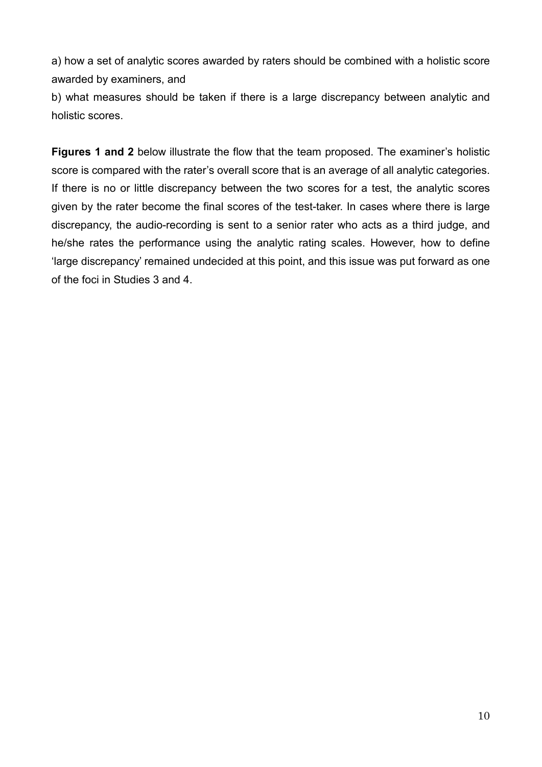a) how a set of analytic scores awarded by raters should be combined with a holistic score awarded by examiners, and

b) what measures should be taken if there is a large discrepancy between analytic and holistic scores.

**Figures 1 and 2** below illustrate the flow that the team proposed. The examiner's holistic score is compared with the rater's overall score that is an average of all analytic categories. If there is no or little discrepancy between the two scores for a test, the analytic scores given by the rater become the final scores of the test-taker. In cases where there is large discrepancy, the audio-recording is sent to a senior rater who acts as a third judge, and he/she rates the performance using the analytic rating scales. However, how to define 'large discrepancy' remained undecided at this point, and this issue was put forward as one of the foci in Studies 3 and 4.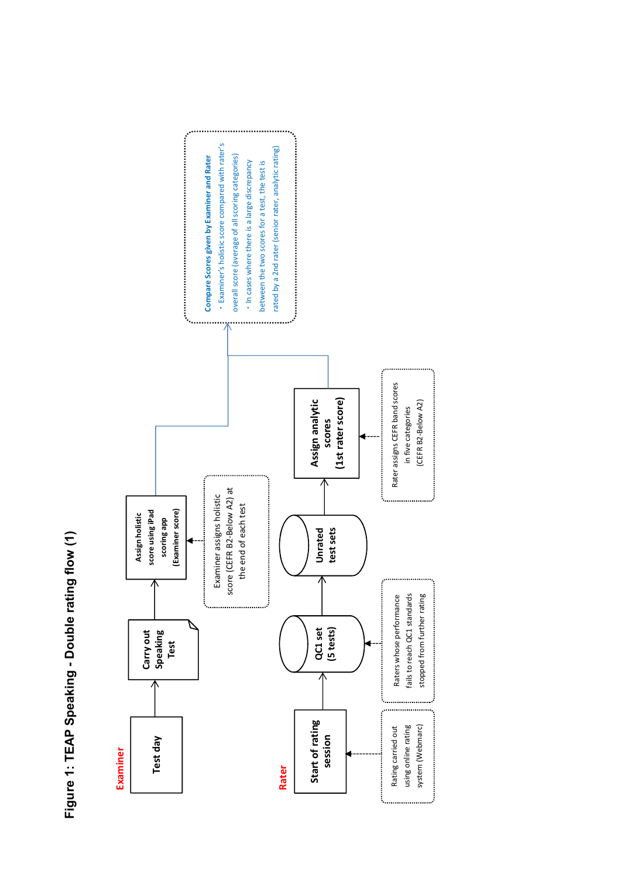# Figure 1: TEAP Speaking - Double rating flow (1)

**Examiner**

Test day → Carry out Speaking Test → Assign holistic score using iPad scoring app (Examiner score)

Examiner assigns holistic score (CEFR B2-Below A2) at the end of each test

**Rater**

Start of rating session → QC1 set (5 tests) → Unrated test sets → Assign analytic scores (1st rater score)

Rating carried out using online rating system (Webmarc)

Raters whose performance fails to reach QC1 standards stopped from further rating

Rater assigns CEFR band scores in five categories (CEFR B2-Below A2)

**Compare Scores given by Examiner and Rater**

- Examiner's holistic score compared with rater's overall score (average of all scoring categories)
- In cases where there is a large discrepancy between the two scores for a test, the test is rated by a 2nd rater (senior rater, analytic rating)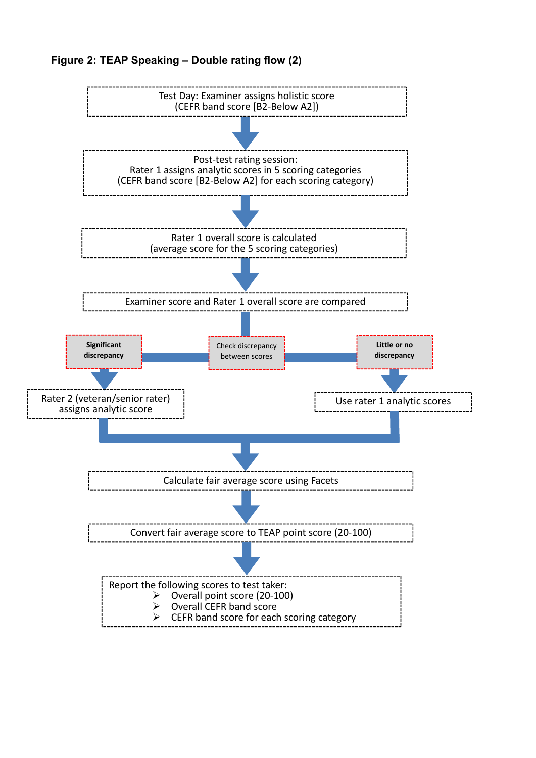**Figure 2: TEAP Speaking – Double rating flow (2)**

Test Day: Examiner assigns holistic score
(CEFR band score [B2-Below A2])

↓

Post-test rating session:
Rater 1 assigns analytic scores in 5 scoring categories
(CEFR band score [B2-Below A2] for each scoring category)

↓

Rater 1 overall score is calculated
(average score for the 5 scoring categories)

↓

Examiner score and Rater 1 overall score are compared

↓

Check discrepancy between scores

- **Significant discrepancy** → Rater 2 (veteran/senior rater) assigns analytic score
- **Little or no discrepancy** → Use rater 1 analytic scores

↓

Calculate fair average score using Facets

↓

Convert fair average score to TEAP point score (20-100)

↓

Report the following scores to test taker:

- Overall point score (20-100)
- Overall CEFR band score
- CEFR band score for each scoring category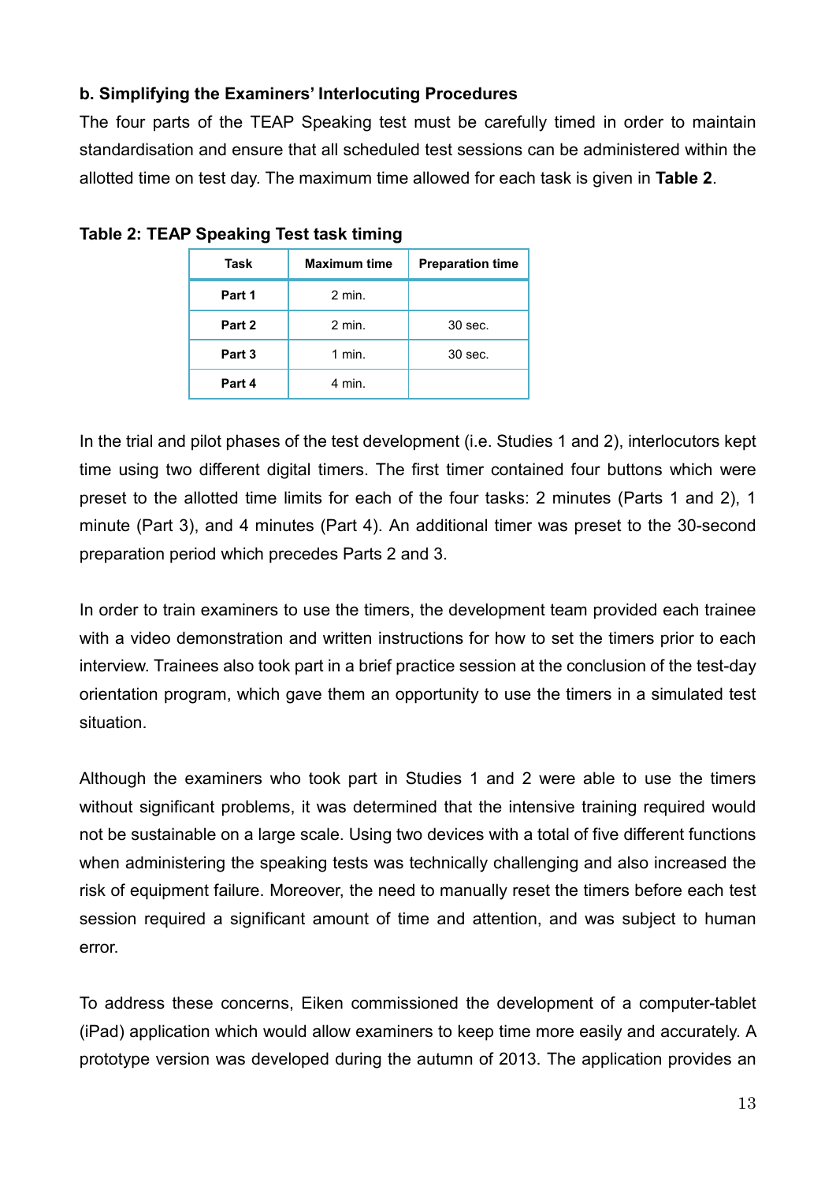**b. Simplifying the Examiners' Interlocuting Procedures**

The four parts of the TEAP Speaking test must be carefully timed in order to maintain standardisation and ensure that all scheduled test sessions can be administered within the allotted time on test day. The maximum time allowed for each task is given in **Table 2**.

**Table 2: TEAP Speaking Test task timing**

| Task | Maximum time | Preparation time |
|---|---|---|
| **Part 1** | 2 min. | |
| **Part 2** | 2 min. | 30 sec. |
| **Part 3** | 1 min. | 30 sec. |
| **Part 4** | 4 min. | |

In the trial and pilot phases of the test development (i.e. Studies 1 and 2), interlocutors kept time using two different digital timers. The first timer contained four buttons which were preset to the allotted time limits for each of the four tasks: 2 minutes (Parts 1 and 2), 1 minute (Part 3), and 4 minutes (Part 4). An additional timer was preset to the 30-second preparation period which precedes Parts 2 and 3.

In order to train examiners to use the timers, the development team provided each trainee with a video demonstration and written instructions for how to set the timers prior to each interview. Trainees also took part in a brief practice session at the conclusion of the test-day orientation program, which gave them an opportunity to use the timers in a simulated test situation.

Although the examiners who took part in Studies 1 and 2 were able to use the timers without significant problems, it was determined that the intensive training required would not be sustainable on a large scale. Using two devices with a total of five different functions when administering the speaking tests was technically challenging and also increased the risk of equipment failure. Moreover, the need to manually reset the timers before each test session required a significant amount of time and attention, and was subject to human error.

To address these concerns, Eiken commissioned the development of a computer-tablet (iPad) application which would allow examiners to keep time more easily and accurately. A prototype version was developed during the autumn of 2013. The application provides an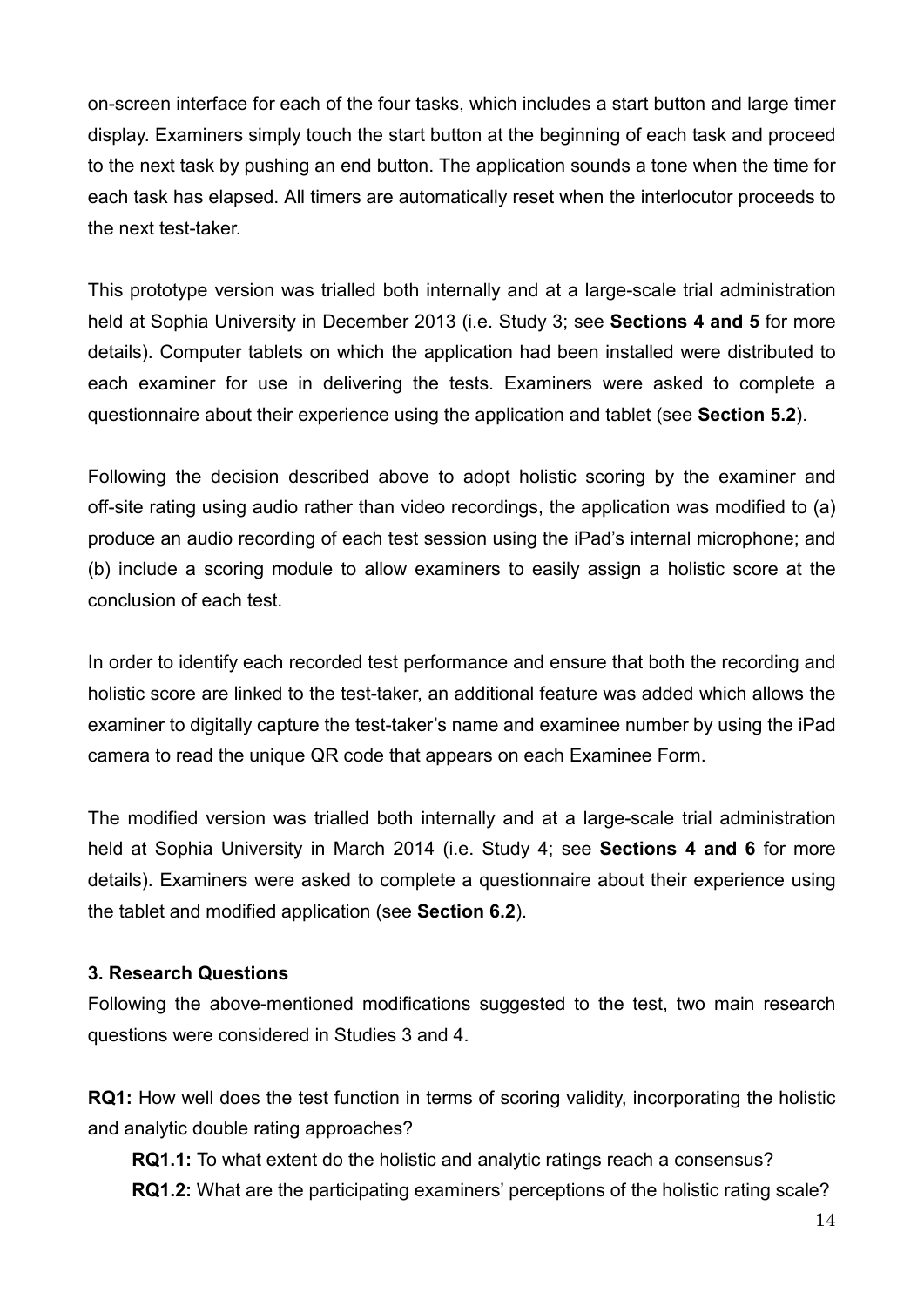on-screen interface for each of the four tasks, which includes a start button and large timer display. Examiners simply touch the start button at the beginning of each task and proceed to the next task by pushing an end button. The application sounds a tone when the time for each task has elapsed. All timers are automatically reset when the interlocutor proceeds to the next test-taker.

This prototype version was trialled both internally and at a large-scale trial administration held at Sophia University in December 2013 (i.e. Study 3; see **Sections 4 and 5** for more details). Computer tablets on which the application had been installed were distributed to each examiner for use in delivering the tests. Examiners were asked to complete a questionnaire about their experience using the application and tablet (see **Section 5.2**).

Following the decision described above to adopt holistic scoring by the examiner and off-site rating using audio rather than video recordings, the application was modified to (a) produce an audio recording of each test session using the iPad's internal microphone; and (b) include a scoring module to allow examiners to easily assign a holistic score at the conclusion of each test.

In order to identify each recorded test performance and ensure that both the recording and holistic score are linked to the test-taker, an additional feature was added which allows the examiner to digitally capture the test-taker's name and examinee number by using the iPad camera to read the unique QR code that appears on each Examinee Form.

The modified version was trialled both internally and at a large-scale trial administration held at Sophia University in March 2014 (i.e. Study 4; see **Sections 4 and 6** for more details). Examiners were asked to complete a questionnaire about their experience using the tablet and modified application (see **Section 6.2**).

### 3. Research Questions

Following the above-mentioned modifications suggested to the test, two main research questions were considered in Studies 3 and 4.

**RQ1:** How well does the test function in terms of scoring validity, incorporating the holistic and analytic double rating approaches?

- **RQ1.1:** To what extent do the holistic and analytic ratings reach a consensus?
- **RQ1.2:** What are the participating examiners' perceptions of the holistic rating scale?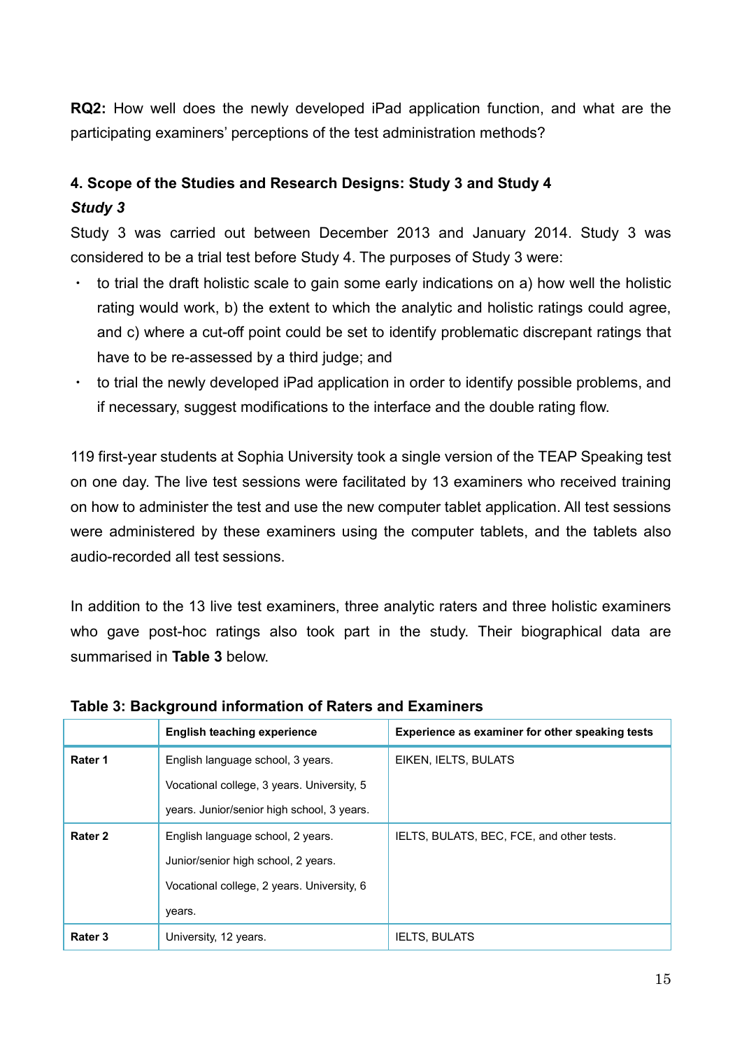**RQ2:** How well does the newly developed iPad application function, and what are the participating examiners' perceptions of the test administration methods?

## 4. Scope of the Studies and Research Designs: Study 3 and Study 4

### *Study 3*

Study 3 was carried out between December 2013 and January 2014. Study 3 was considered to be a trial test before Study 4. The purposes of Study 3 were:

- to trial the draft holistic scale to gain some early indications on a) how well the holistic rating would work, b) the extent to which the analytic and holistic ratings could agree, and c) where a cut-off point could be set to identify problematic discrepant ratings that have to be re-assessed by a third judge; and
- to trial the newly developed iPad application in order to identify possible problems, and if necessary, suggest modifications to the interface and the double rating flow.

119 first-year students at Sophia University took a single version of the TEAP Speaking test on one day. The live test sessions were facilitated by 13 examiners who received training on how to administer the test and use the new computer tablet application. All test sessions were administered by these examiners using the computer tablets, and the tablets also audio-recorded all test sessions.

In addition to the 13 live test examiners, three analytic raters and three holistic examiners who gave post-hoc ratings also took part in the study. Their biographical data are summarised in **Table 3** below.

**Table 3: Background information of Raters and Examiners**

| | English teaching experience | Experience as examiner for other speaking tests |
|---|---|---|
| **Rater 1** | English language school, 3 years. Vocational college, 3 years. University, 5 years. Junior/senior high school, 3 years. | EIKEN, IELTS, BULATS |
| **Rater 2** | English language school, 2 years. Junior/senior high school, 2 years. Vocational college, 2 years. University, 6 years. | IELTS, BULATS, BEC, FCE, and other tests. |
| **Rater 3** | University, 12 years. | IELTS, BULATS |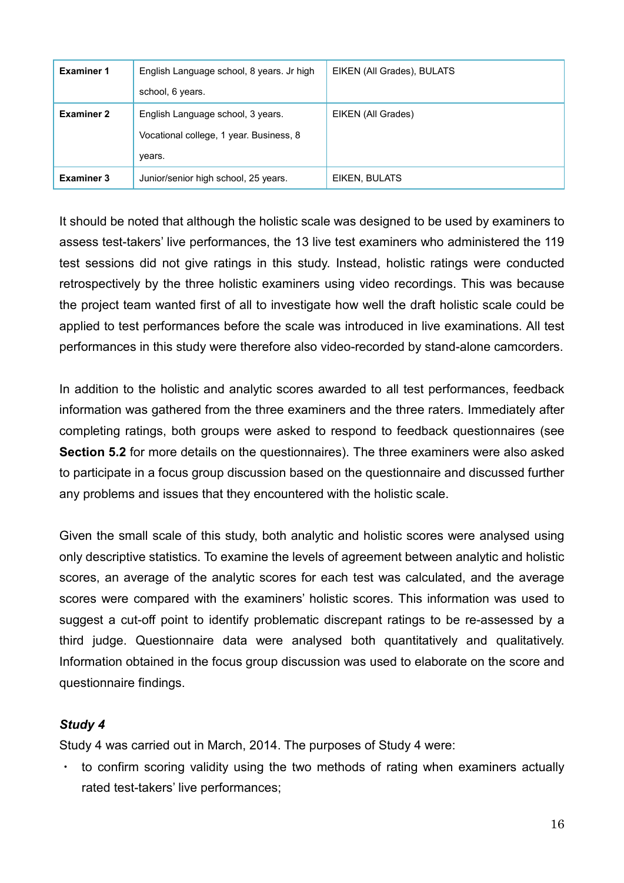| **Examiner 1** | English Language school, 8 years. Jr high school, 6 years. | EIKEN (All Grades), BULATS |
|---|---|---|
| **Examiner 2** | English Language school, 3 years. Vocational college, 1 year. Business, 8 years. | EIKEN (All Grades) |
| **Examiner 3** | Junior/senior high school, 25 years. | EIKEN, BULATS |

It should be noted that although the holistic scale was designed to be used by examiners to assess test-takers' live performances, the 13 live test examiners who administered the 119 test sessions did not give ratings in this study. Instead, holistic ratings were conducted retrospectively by the three holistic examiners using video recordings. This was because the project team wanted first of all to investigate how well the draft holistic scale could be applied to test performances before the scale was introduced in live examinations. All test performances in this study were therefore also video-recorded by stand-alone camcorders.

In addition to the holistic and analytic scores awarded to all test performances, feedback information was gathered from the three examiners and the three raters. Immediately after completing ratings, both groups were asked to respond to feedback questionnaires (see **Section 5.2** for more details on the questionnaires). The three examiners were also asked to participate in a focus group discussion based on the questionnaire and discussed further any problems and issues that they encountered with the holistic scale.

Given the small scale of this study, both analytic and holistic scores were analysed using only descriptive statistics. To examine the levels of agreement between analytic and holistic scores, an average of the analytic scores for each test was calculated, and the average scores were compared with the examiners' holistic scores. This information was used to suggest a cut-off point to identify problematic discrepant ratings to be re-assessed by a third judge. Questionnaire data were analysed both quantitatively and qualitatively. Information obtained in the focus group discussion was used to elaborate on the score and questionnaire findings.

***Study 4***

Study 4 was carried out in March, 2014. The purposes of Study 4 were:

- to confirm scoring validity using the two methods of rating when examiners actually rated test-takers' live performances;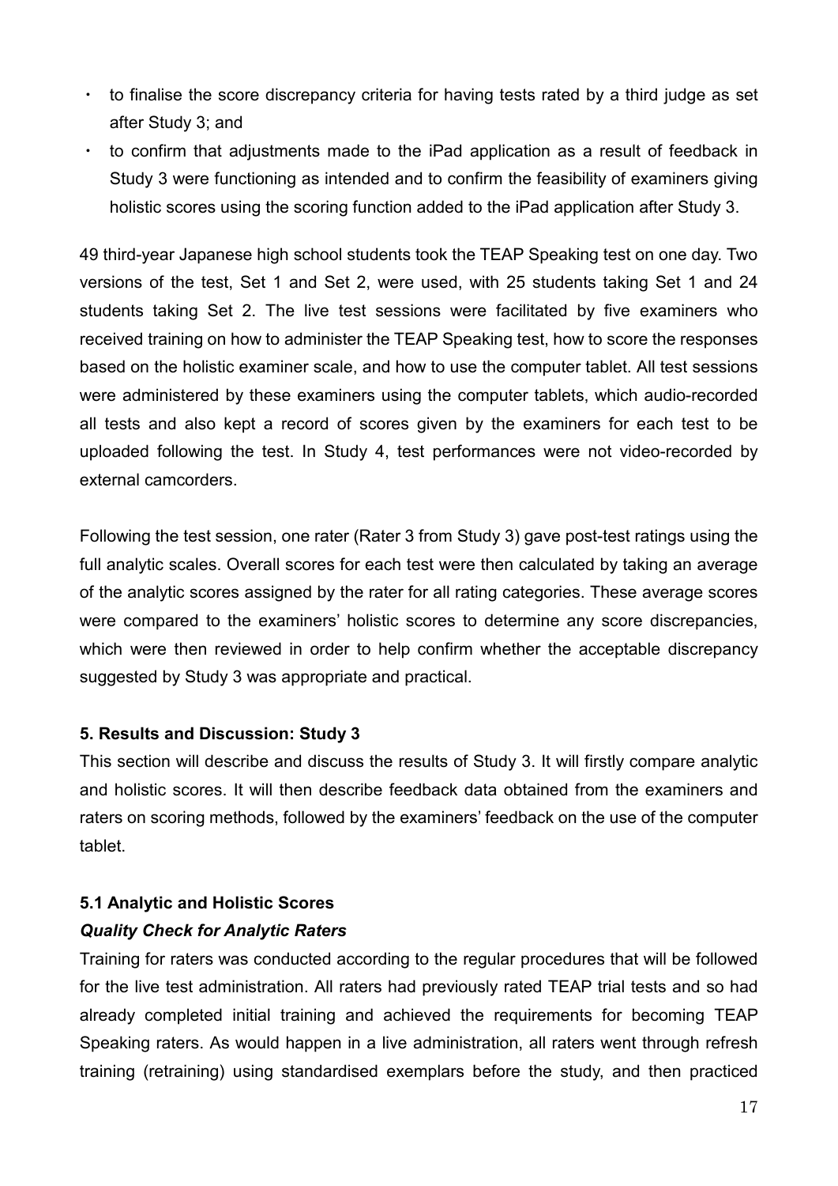- to finalise the score discrepancy criteria for having tests rated by a third judge as set after Study 3; and
- to confirm that adjustments made to the iPad application as a result of feedback in Study 3 were functioning as intended and to confirm the feasibility of examiners giving holistic scores using the scoring function added to the iPad application after Study 3.

49 third-year Japanese high school students took the TEAP Speaking test on one day. Two versions of the test, Set 1 and Set 2, were used, with 25 students taking Set 1 and 24 students taking Set 2. The live test sessions were facilitated by five examiners who received training on how to administer the TEAP Speaking test, how to score the responses based on the holistic examiner scale, and how to use the computer tablet. All test sessions were administered by these examiners using the computer tablets, which audio-recorded all tests and also kept a record of scores given by the examiners for each test to be uploaded following the test. In Study 4, test performances were not video-recorded by external camcorders.

Following the test session, one rater (Rater 3 from Study 3) gave post-test ratings using the full analytic scales. Overall scores for each test were then calculated by taking an average of the analytic scores assigned by the rater for all rating categories. These average scores were compared to the examiners' holistic scores to determine any score discrepancies, which were then reviewed in order to help confirm whether the acceptable discrepancy suggested by Study 3 was appropriate and practical.

## 5. Results and Discussion: Study 3

This section will describe and discuss the results of Study 3. It will firstly compare analytic and holistic scores. It will then describe feedback data obtained from the examiners and raters on scoring methods, followed by the examiners' feedback on the use of the computer tablet.

### 5.1 Analytic and Holistic Scores

#### *Quality Check for Analytic Raters*

Training for raters was conducted according to the regular procedures that will be followed for the live test administration. All raters had previously rated TEAP trial tests and so had already completed initial training and achieved the requirements for becoming TEAP Speaking raters. As would happen in a live administration, all raters went through refresh training (retraining) using standardised exemplars before the study, and then practiced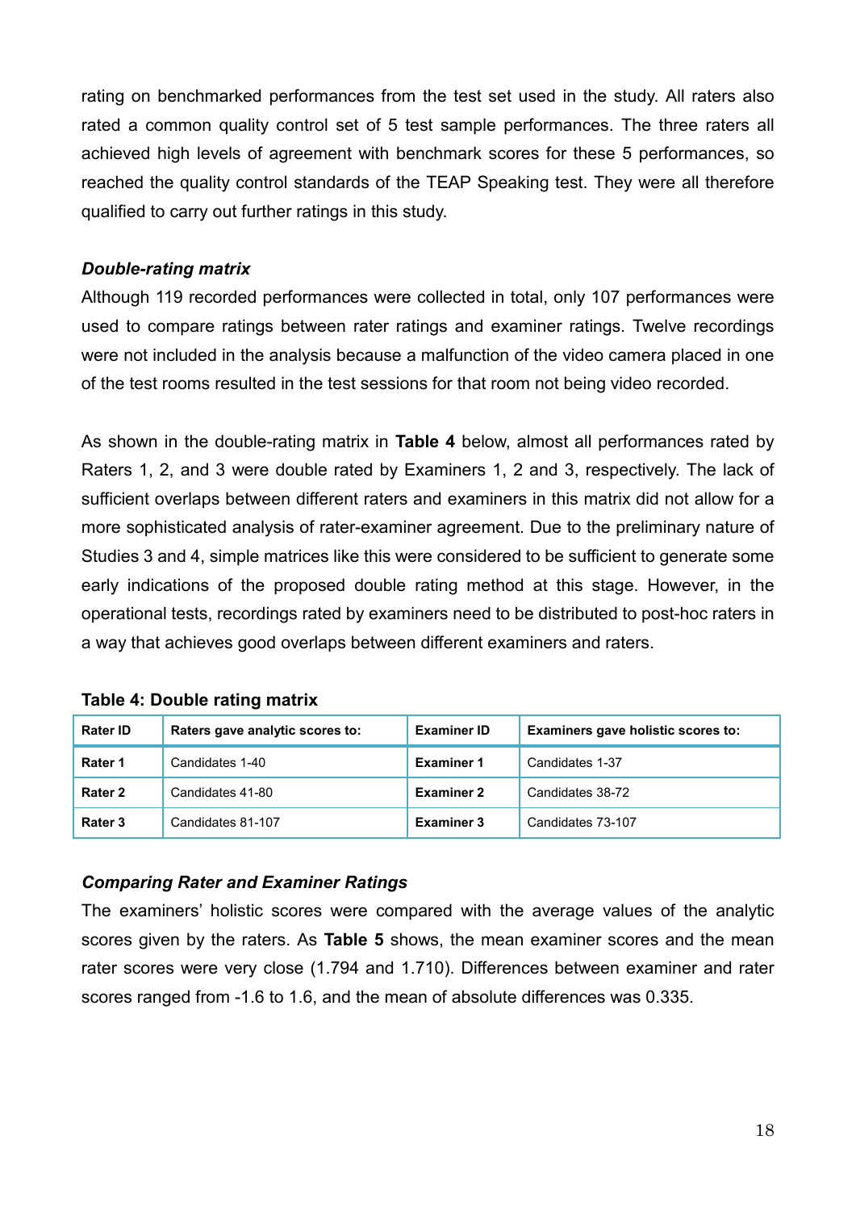rating on benchmarked performances from the test set used in the study. All raters also rated a common quality control set of 5 test sample performances. The three raters all achieved high levels of agreement with benchmark scores for these 5 performances, so reached the quality control standards of the TEAP Speaking test. They were all therefore qualified to carry out further ratings in this study.

### *Double-rating matrix*

Although 119 recorded performances were collected in total, only 107 performances were used to compare ratings between rater ratings and examiner ratings. Twelve recordings were not included in the analysis because a malfunction of the video camera placed in one of the test rooms resulted in the test sessions for that room not being video recorded.

As shown in the double-rating matrix in **Table 4** below, almost all performances rated by Raters 1, 2, and 3 were double rated by Examiners 1, 2 and 3, respectively. The lack of sufficient overlaps between different raters and examiners in this matrix did not allow for a more sophisticated analysis of rater-examiner agreement. Due to the preliminary nature of Studies 3 and 4, simple matrices like this were considered to be sufficient to generate some early indications of the proposed double rating method at this stage. However, in the operational tests, recordings rated by examiners need to be distributed to post-hoc raters in a way that achieves good overlaps between different examiners and raters.

**Table 4: Double rating matrix**

| Rater ID | Raters gave analytic scores to: | Examiner ID | Examiners gave holistic scores to: |
|---|---|---|---|
| **Rater 1** | Candidates 1-40 | **Examiner 1** | Candidates 1-37 |
| **Rater 2** | Candidates 41-80 | **Examiner 2** | Candidates 38-72 |
| **Rater 3** | Candidates 81-107 | **Examiner 3** | Candidates 73-107 |

### *Comparing Rater and Examiner Ratings*

The examiners' holistic scores were compared with the average values of the analytic scores given by the raters. As **Table 5** shows, the mean examiner scores and the mean rater scores were very close (1.794 and 1.710). Differences between examiner and rater scores ranged from -1.6 to 1.6, and the mean of absolute differences was 0.335.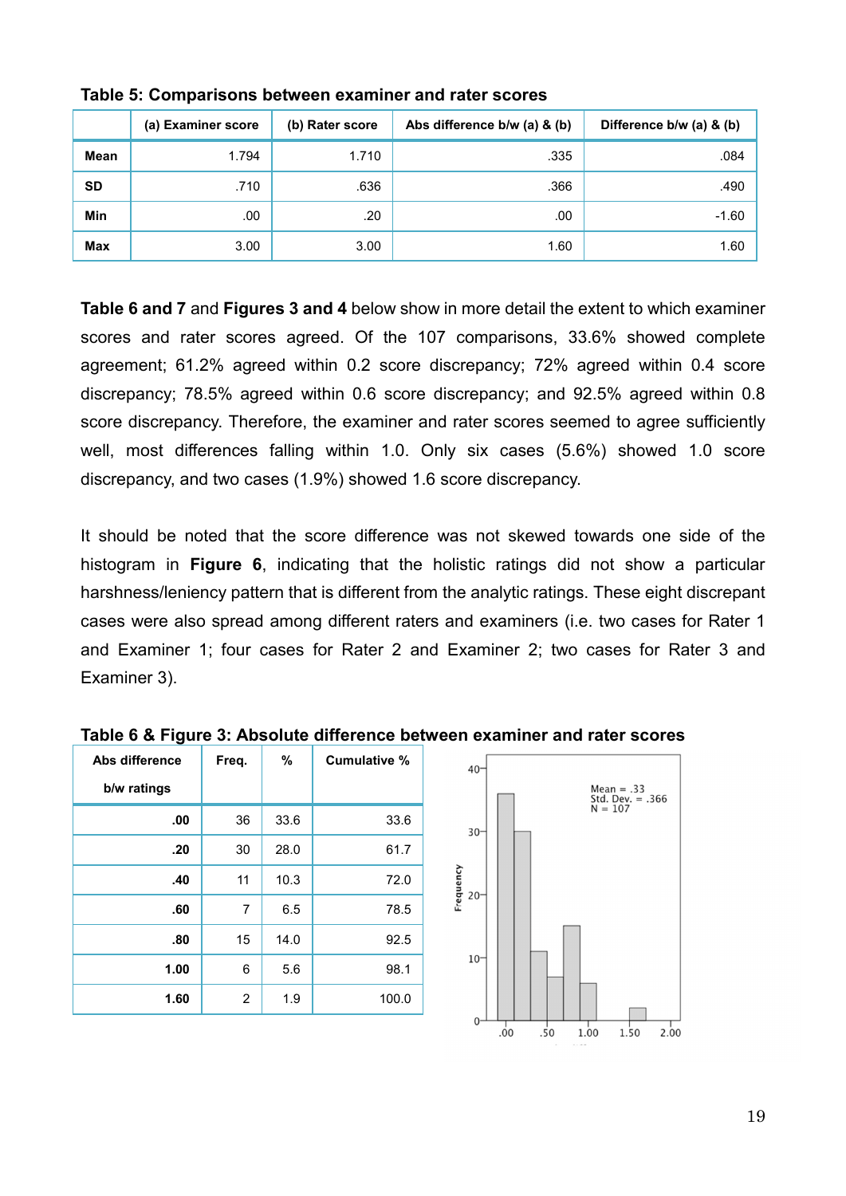**Table 5: Comparisons between examiner and rater scores**

| | (a) Examiner score | (b) Rater score | Abs difference b/w (a) & (b) | Difference b/w (a) & (b) |
|---|---|---|---|---|
| **Mean** | 1.794 | 1.710 | .335 | .084 |
| **SD** | .710 | .636 | .366 | .490 |
| **Min** | .00 | .20 | .00 | -1.60 |
| **Max** | 3.00 | 3.00 | 1.60 | 1.60 |

**Table 6 and 7** and **Figures 3 and 4** below show in more detail the extent to which examiner scores and rater scores agreed. Of the 107 comparisons, 33.6% showed complete agreement; 61.2% agreed within 0.2 score discrepancy; 72% agreed within 0.4 score discrepancy; 78.5% agreed within 0.6 score discrepancy; and 92.5% agreed within 0.8 score discrepancy. Therefore, the examiner and rater scores seemed to agree sufficiently well, most differences falling within 1.0. Only six cases (5.6%) showed 1.0 score discrepancy, and two cases (1.9%) showed 1.6 score discrepancy.

It should be noted that the score difference was not skewed towards one side of the histogram in **Figure 6**, indicating that the holistic ratings did not show a particular harshness/leniency pattern that is different from the analytic ratings. These eight discrepant cases were also spread among different raters and examiners (i.e. two cases for Rater 1 and Examiner 1; four cases for Rater 2 and Examiner 2; two cases for Rater 3 and Examiner 3).

**Table 6 & Figure 3: Absolute difference between examiner and rater scores**

| Abs difference b/w ratings | Freq. | % | Cumulative % |
|---|---|---|---|
| **.00** | 36 | 33.6 | 33.6 |
| **.20** | 30 | 28.0 | 61.7 |
| **.40** | 11 | 10.3 | 72.0 |
| **.60** | 7 | 6.5 | 78.5 |
| **.80** | 15 | 14.0 | 92.5 |
| **1.00** | 6 | 5.6 | 98.1 |
| **1.60** | 2 | 1.9 | 100.0 |

Mean = .33
Std. Dev. = .366
N = 107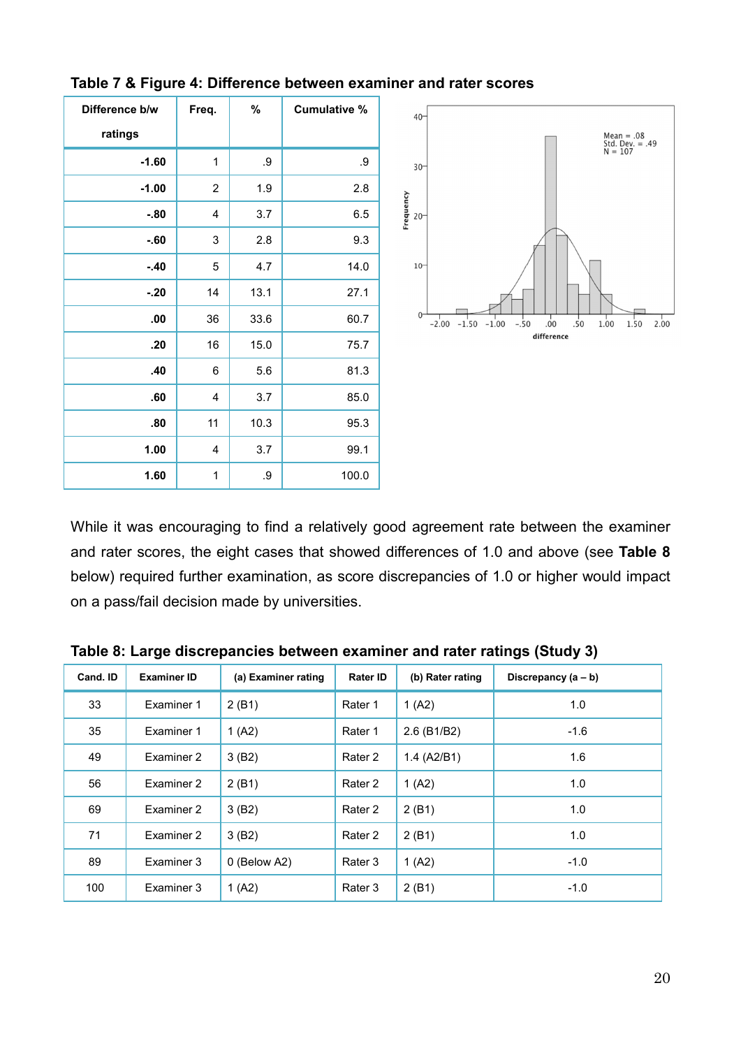**Table 7 & Figure 4: Difference between examiner and rater scores**

| Difference b/w ratings | Freq. | % | Cumulative % |
|---|---|---|---|
| -1.60 | 1 | .9 | .9 |
| -1.00 | 2 | 1.9 | 2.8 |
| -.80 | 4 | 3.7 | 6.5 |
| -.60 | 3 | 2.8 | 9.3 |
| -.40 | 5 | 4.7 | 14.0 |
| -.20 | 14 | 13.1 | 27.1 |
| .00 | 36 | 33.6 | 60.7 |
| .20 | 16 | 15.0 | 75.7 |
| .40 | 6 | 5.6 | 81.3 |
| .60 | 4 | 3.7 | 85.0 |
| .80 | 11 | 10.3 | 95.3 |
| 1.00 | 4 | 3.7 | 99.1 |
| 1.60 | 1 | .9 | 100.0 |

While it was encouraging to find a relatively good agreement rate between the examiner and rater scores, the eight cases that showed differences of 1.0 and above (see **Table 8** below) required further examination, as score discrepancies of 1.0 or higher would impact on a pass/fail decision made by universities.

**Table 8: Large discrepancies between examiner and rater ratings (Study 3)**

| Cand. ID | Examiner ID | (a) Examiner rating | Rater ID | (b) Rater rating | Discrepancy (a – b) |
|---|---|---|---|---|---|
| 33 | Examiner 1 | 2 (B1) | Rater 1 | 1 (A2) | 1.0 |
| 35 | Examiner 1 | 1 (A2) | Rater 1 | 2.6 (B1/B2) | -1.6 |
| 49 | Examiner 2 | 3 (B2) | Rater 2 | 1.4 (A2/B1) | 1.6 |
| 56 | Examiner 2 | 2 (B1) | Rater 2 | 1 (A2) | 1.0 |
| 69 | Examiner 2 | 3 (B2) | Rater 2 | 2 (B1) | 1.0 |
| 71 | Examiner 2 | 3 (B2) | Rater 2 | 2 (B1) | 1.0 |
| 89 | Examiner 3 | 0 (Below A2) | Rater 3 | 1 (A2) | -1.0 |
| 100 | Examiner 3 | 1 (A2) | Rater 3 | 2 (B1) | -1.0 |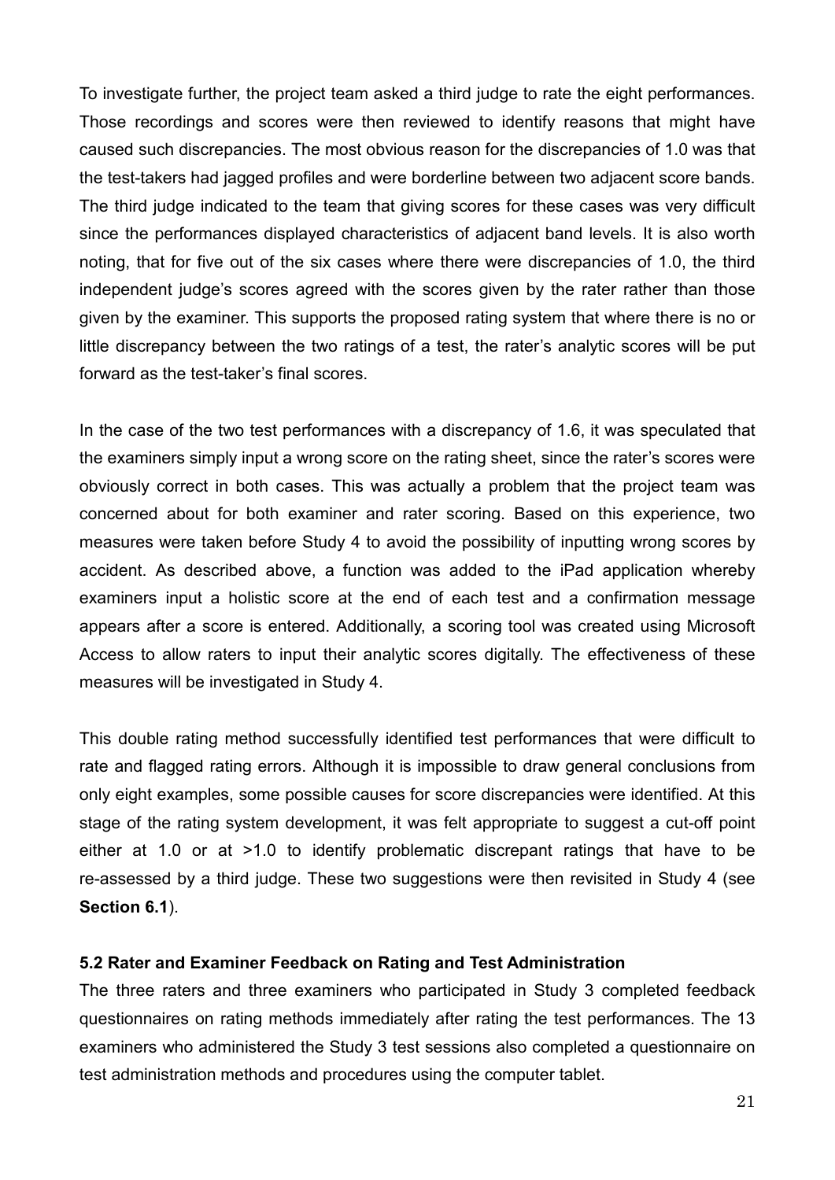To investigate further, the project team asked a third judge to rate the eight performances. Those recordings and scores were then reviewed to identify reasons that might have caused such discrepancies. The most obvious reason for the discrepancies of 1.0 was that the test-takers had jagged profiles and were borderline between two adjacent score bands. The third judge indicated to the team that giving scores for these cases was very difficult since the performances displayed characteristics of adjacent band levels. It is also worth noting, that for five out of the six cases where there were discrepancies of 1.0, the third independent judge's scores agreed with the scores given by the rater rather than those given by the examiner. This supports the proposed rating system that where there is no or little discrepancy between the two ratings of a test, the rater's analytic scores will be put forward as the test-taker's final scores.

In the case of the two test performances with a discrepancy of 1.6, it was speculated that the examiners simply input a wrong score on the rating sheet, since the rater's scores were obviously correct in both cases. This was actually a problem that the project team was concerned about for both examiner and rater scoring. Based on this experience, two measures were taken before Study 4 to avoid the possibility of inputting wrong scores by accident. As described above, a function was added to the iPad application whereby examiners input a holistic score at the end of each test and a confirmation message appears after a score is entered. Additionally, a scoring tool was created using Microsoft Access to allow raters to input their analytic scores digitally. The effectiveness of these measures will be investigated in Study 4.

This double rating method successfully identified test performances that were difficult to rate and flagged rating errors. Although it is impossible to draw general conclusions from only eight examples, some possible causes for score discrepancies were identified. At this stage of the rating system development, it was felt appropriate to suggest a cut-off point either at 1.0 or at >1.0 to identify problematic discrepant ratings that have to be re-assessed by a third judge. These two suggestions were then revisited in Study 4 (see **Section 6.1**).

### 5.2 Rater and Examiner Feedback on Rating and Test Administration

The three raters and three examiners who participated in Study 3 completed feedback questionnaires on rating methods immediately after rating the test performances. The 13 examiners who administered the Study 3 test sessions also completed a questionnaire on test administration methods and procedures using the computer tablet.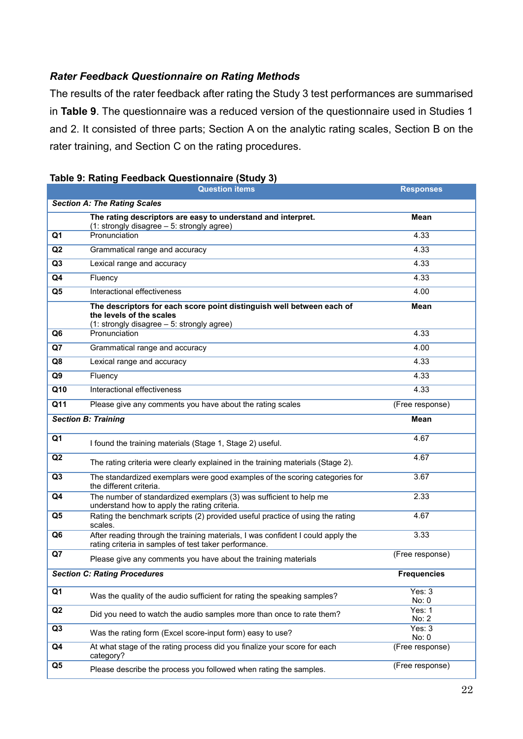### *Rater Feedback Questionnaire on Rating Methods*

The results of the rater feedback after rating the Study 3 test performances are summarised in **Table 9**. The questionnaire was a reduced version of the questionnaire used in Studies 1 and 2. It consisted of three parts; Section A on the analytic rating scales, Section B on the rater training, and Section C on the rating procedures.

**Table 9: Rating Feedback Questionnaire (Study 3)**

| | Question items | Responses |
|---|---|---|
| ***Section A: The Rating Scales*** | | |
| | **The rating descriptors are easy to understand and interpret.** (1: strongly disagree – 5: strongly agree) | **Mean** |
| **Q1** | Pronunciation | 4.33 |
| **Q2** | Grammatical range and accuracy | 4.33 |
| **Q3** | Lexical range and accuracy | 4.33 |
| **Q4** | Fluency | 4.33 |
| **Q5** | Interactional effectiveness | 4.00 |
| | **The descriptors for each score point distinguish well between each of the levels of the scales** (1: strongly disagree – 5: strongly agree) | **Mean** |
| **Q6** | Pronunciation | 4.33 |
| **Q7** | Grammatical range and accuracy | 4.00 |
| **Q8** | Lexical range and accuracy | 4.33 |
| **Q9** | Fluency | 4.33 |
| **Q10** | Interactional effectiveness | 4.33 |
| **Q11** | Please give any comments you have about the rating scales | (Free response) |
| ***Section B: Training*** | | **Mean** |
| **Q1** | I found the training materials (Stage 1, Stage 2) useful. | 4.67 |
| **Q2** | The rating criteria were clearly explained in the training materials (Stage 2). | 4.67 |
| **Q3** | The standardized exemplars were good examples of the scoring categories for the different criteria. | 3.67 |
| **Q4** | The number of standardized exemplars (3) was sufficient to help me understand how to apply the rating criteria. | 2.33 |
| **Q5** | Rating the benchmark scripts (2) provided useful practice of using the rating scales. | 4.67 |
| **Q6** | After reading through the training materials, I was confident I could apply the rating criteria in samples of test taker performance. | 3.33 |
| **Q7** | Please give any comments you have about the training materials | (Free response) |
| ***Section C: Rating Procedures*** | | **Frequencies** |
| **Q1** | Was the quality of the audio sufficient for rating the speaking samples? | Yes: 3<br>No: 0 |
| **Q2** | Did you need to watch the audio samples more than once to rate them? | Yes: 1<br>No: 2 |
| **Q3** | Was the rating form (Excel score-input form) easy to use? | Yes: 3<br>No: 0 |
| **Q4** | At what stage of the rating process did you finalize your score for each category? | (Free response) |
| **Q5** | Please describe the process you followed when rating the samples. | (Free response) |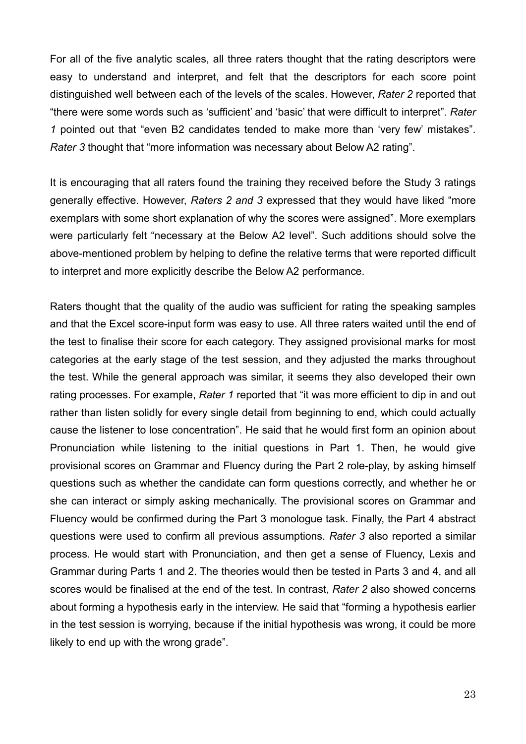For all of the five analytic scales, all three raters thought that the rating descriptors were easy to understand and interpret, and felt that the descriptors for each score point distinguished well between each of the levels of the scales. However, *Rater 2* reported that "there were some words such as 'sufficient' and 'basic' that were difficult to interpret". *Rater 1* pointed out that "even B2 candidates tended to make more than 'very few' mistakes". *Rater 3* thought that "more information was necessary about Below A2 rating".

It is encouraging that all raters found the training they received before the Study 3 ratings generally effective. However, *Raters 2 and 3* expressed that they would have liked "more exemplars with some short explanation of why the scores were assigned". More exemplars were particularly felt "necessary at the Below A2 level". Such additions should solve the above-mentioned problem by helping to define the relative terms that were reported difficult to interpret and more explicitly describe the Below A2 performance.

Raters thought that the quality of the audio was sufficient for rating the speaking samples and that the Excel score-input form was easy to use. All three raters waited until the end of the test to finalise their score for each category. They assigned provisional marks for most categories at the early stage of the test session, and they adjusted the marks throughout the test. While the general approach was similar, it seems they also developed their own rating processes. For example, *Rater 1* reported that "it was more efficient to dip in and out rather than listen solidly for every single detail from beginning to end, which could actually cause the listener to lose concentration". He said that he would first form an opinion about Pronunciation while listening to the initial questions in Part 1. Then, he would give provisional scores on Grammar and Fluency during the Part 2 role-play, by asking himself questions such as whether the candidate can form questions correctly, and whether he or she can interact or simply asking mechanically. The provisional scores on Grammar and Fluency would be confirmed during the Part 3 monologue task. Finally, the Part 4 abstract questions were used to confirm all previous assumptions. *Rater 3* also reported a similar process. He would start with Pronunciation, and then get a sense of Fluency, Lexis and Grammar during Parts 1 and 2. The theories would then be tested in Parts 3 and 4, and all scores would be finalised at the end of the test. In contrast, *Rater 2* also showed concerns about forming a hypothesis early in the interview. He said that "forming a hypothesis earlier in the test session is worrying, because if the initial hypothesis was wrong, it could be more likely to end up with the wrong grade".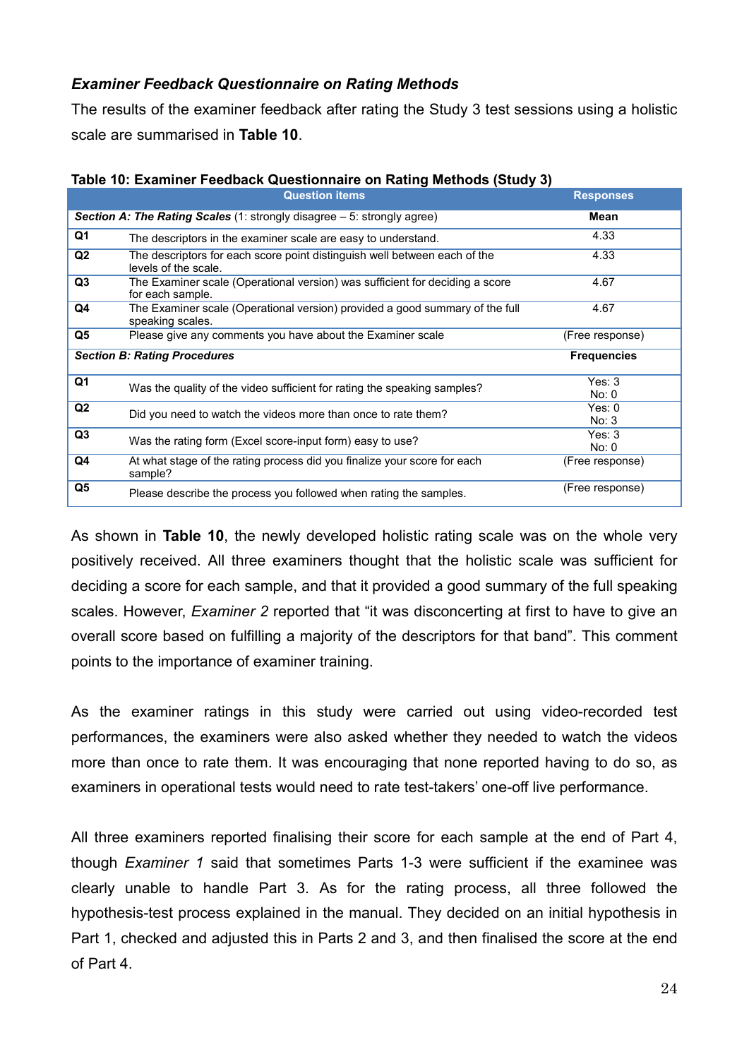### *Examiner Feedback Questionnaire on Rating Methods*

The results of the examiner feedback after rating the Study 3 test sessions using a holistic scale are summarised in **Table 10**.

**Table 10: Examiner Feedback Questionnaire on Rating Methods (Study 3)**

| Question items | | Responses |
|---|---|---|
| ***Section A: The Rating Scales*** (1: strongly disagree – 5: strongly agree) | | **Mean** |
| **Q1** | The descriptors in the examiner scale are easy to understand. | 4.33 |
| **Q2** | The descriptors for each score point distinguish well between each of the levels of the scale. | 4.33 |
| **Q3** | The Examiner scale (Operational version) was sufficient for deciding a score for each sample. | 4.67 |
| **Q4** | The Examiner scale (Operational version) provided a good summary of the full speaking scales. | 4.67 |
| **Q5** | Please give any comments you have about the Examiner scale | (Free response) |
| ***Section B: Rating Procedures*** | | **Frequencies** |
| **Q1** | Was the quality of the video sufficient for rating the speaking samples? | Yes: 3<br>No: 0 |
| **Q2** | Did you need to watch the videos more than once to rate them? | Yes: 0<br>No: 3 |
| **Q3** | Was the rating form (Excel score-input form) easy to use? | Yes: 3<br>No: 0 |
| **Q4** | At what stage of the rating process did you finalize your score for each sample? | (Free response) |
| **Q5** | Please describe the process you followed when rating the samples. | (Free response) |

As shown in **Table 10**, the newly developed holistic rating scale was on the whole very positively received. All three examiners thought that the holistic scale was sufficient for deciding a score for each sample, and that it provided a good summary of the full speaking scales. However, *Examiner 2* reported that "it was disconcerting at first to have to give an overall score based on fulfilling a majority of the descriptors for that band". This comment points to the importance of examiner training.

As the examiner ratings in this study were carried out using video-recorded test performances, the examiners were also asked whether they needed to watch the videos more than once to rate them. It was encouraging that none reported having to do so, as examiners in operational tests would need to rate test-takers' one-off live performance.

All three examiners reported finalising their score for each sample at the end of Part 4, though *Examiner 1* said that sometimes Parts 1-3 were sufficient if the examinee was clearly unable to handle Part 3. As for the rating process, all three followed the hypothesis-test process explained in the manual. They decided on an initial hypothesis in Part 1, checked and adjusted this in Parts 2 and 3, and then finalised the score at the end of Part 4.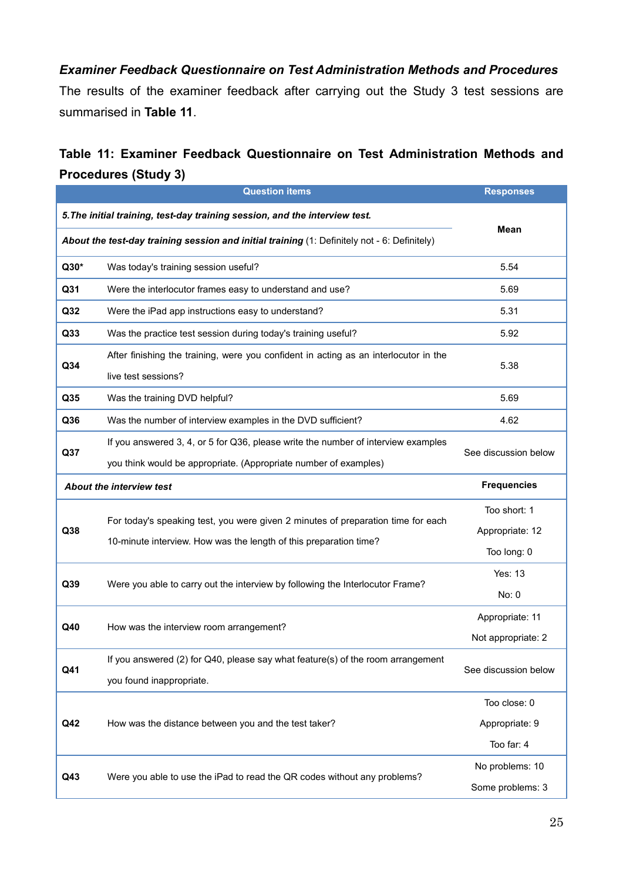***Examiner Feedback Questionnaire on Test Administration Methods and Procedures***

The results of the examiner feedback after carrying out the Study 3 test sessions are summarised in **Table 11**.

**Table 11: Examiner Feedback Questionnaire on Test Administration Methods and Procedures (Study 3)**

| Question items | | Responses |
|---|---|---|
| ***5.The initial training, test-day training session, and the interview test.*** | | **Mean** |
| ***About the test-day training session and initial training*** (1: Definitely not - 6: Definitely) | | |
| **Q30*** | Was today's training session useful? | 5.54 |
| **Q31** | Were the interlocutor frames easy to understand and use? | 5.69 |
| **Q32** | Were the iPad app instructions easy to understand? | 5.31 |
| **Q33** | Was the practice test session during today's training useful? | 5.92 |
| **Q34** | After finishing the training, were you confident in acting as an interlocutor in the live test sessions? | 5.38 |
| **Q35** | Was the training DVD helpful? | 5.69 |
| **Q36** | Was the number of interview examples in the DVD sufficient? | 4.62 |
| **Q37** | If you answered 3, 4, or 5 for Q36, please write the number of interview examples you think would be appropriate. (Appropriate number of examples) | See discussion below |
| ***About the interview test*** | | **Frequencies** |
| **Q38** | For today's speaking test, you were given 2 minutes of preparation time for each 10-minute interview. How was the length of this preparation time? | Too short: 1<br>Appropriate: 12<br>Too long: 0 |
| **Q39** | Were you able to carry out the interview by following the Interlocutor Frame? | Yes: 13<br>No: 0 |
| **Q40** | How was the interview room arrangement? | Appropriate: 11<br>Not appropriate: 2 |
| **Q41** | If you answered (2) for Q40, please say what feature(s) of the room arrangement you found inappropriate. | See discussion below |
| **Q42** | How was the distance between you and the test taker? | Too close: 0<br>Appropriate: 9<br>Too far: 4 |
| **Q43** | Were you able to use the iPad to read the QR codes without any problems? | No problems: 10<br>Some problems: 3 |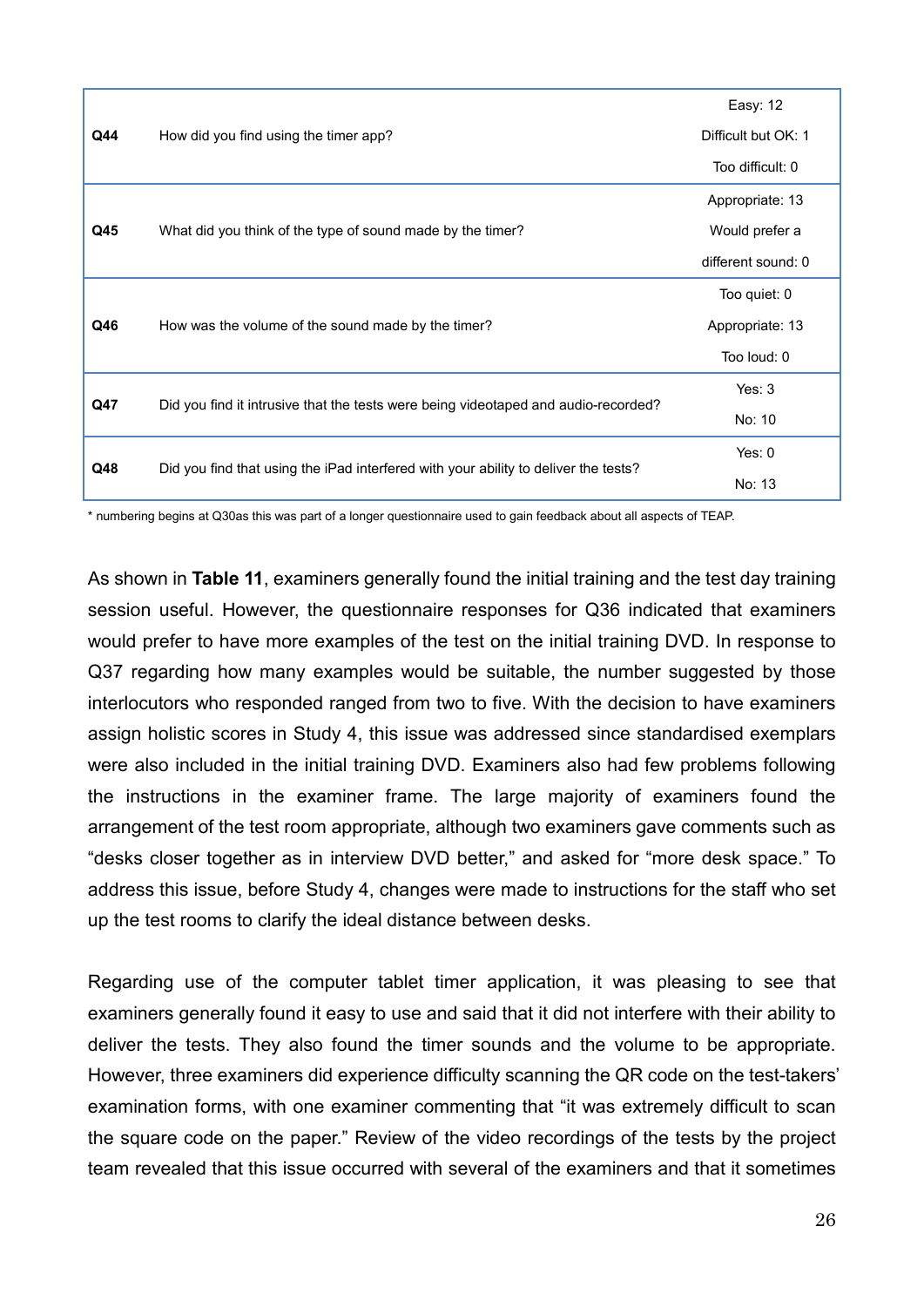| | | |
|---|---|---|
| **Q44** | How did you find using the timer app? | Easy: 12<br>Difficult but OK: 1<br>Too difficult: 0 |
| **Q45** | What did you think of the type of sound made by the timer? | Appropriate: 13<br>Would prefer a different sound: 0 |
| **Q46** | How was the volume of the sound made by the timer? | Too quiet: 0<br>Appropriate: 13<br>Too loud: 0 |
| **Q47** | Did you find it intrusive that the tests were being videotaped and audio-recorded? | Yes: 3<br>No: 10 |
| **Q48** | Did you find that using the iPad interfered with your ability to deliver the tests? | Yes: 0<br>No: 13 |

* numbering begins at Q30as this was part of a longer questionnaire used to gain feedback about all aspects of TEAP.

As shown in **Table 11**, examiners generally found the initial training and the test day training session useful. However, the questionnaire responses for Q36 indicated that examiners would prefer to have more examples of the test on the initial training DVD. In response to Q37 regarding how many examples would be suitable, the number suggested by those interlocutors who responded ranged from two to five. With the decision to have examiners assign holistic scores in Study 4, this issue was addressed since standardised exemplars were also included in the initial training DVD. Examiners also had few problems following the instructions in the examiner frame. The large majority of examiners found the arrangement of the test room appropriate, although two examiners gave comments such as "desks closer together as in interview DVD better," and asked for "more desk space." To address this issue, before Study 4, changes were made to instructions for the staff who set up the test rooms to clarify the ideal distance between desks.

Regarding use of the computer tablet timer application, it was pleasing to see that examiners generally found it easy to use and said that it did not interfere with their ability to deliver the tests. They also found the timer sounds and the volume to be appropriate. However, three examiners did experience difficulty scanning the QR code on the test-takers' examination forms, with one examiner commenting that "it was extremely difficult to scan the square code on the paper." Review of the video recordings of the tests by the project team revealed that this issue occurred with several of the examiners and that it sometimes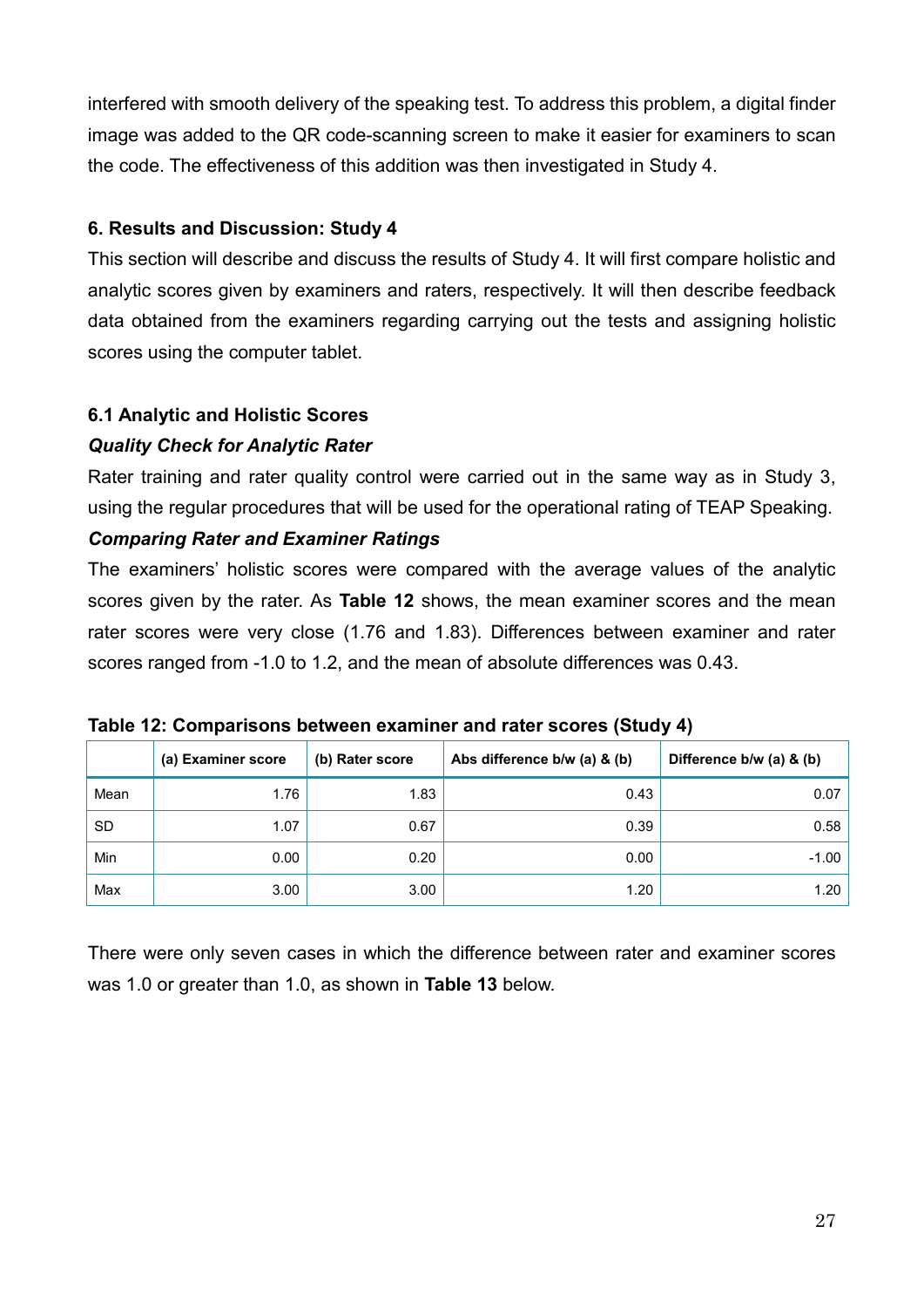interfered with smooth delivery of the speaking test. To address this problem, a digital finder image was added to the QR code-scanning screen to make it easier for examiners to scan the code. The effectiveness of this addition was then investigated in Study 4.

## 6. Results and Discussion: Study 4

This section will describe and discuss the results of Study 4. It will first compare holistic and analytic scores given by examiners and raters, respectively. It will then describe feedback data obtained from the examiners regarding carrying out the tests and assigning holistic scores using the computer tablet.

### 6.1 Analytic and Holistic Scores

***Quality Check for Analytic Rater***

Rater training and rater quality control were carried out in the same way as in Study 3, using the regular procedures that will be used for the operational rating of TEAP Speaking.

***Comparing Rater and Examiner Ratings***

The examiners' holistic scores were compared with the average values of the analytic scores given by the rater. As **Table 12** shows, the mean examiner scores and the mean rater scores were very close (1.76 and 1.83). Differences between examiner and rater scores ranged from -1.0 to 1.2, and the mean of absolute differences was 0.43.

**Table 12: Comparisons between examiner and rater scores (Study 4)**

| | (a) Examiner score | (b) Rater score | Abs difference b/w (a) & (b) | Difference b/w (a) & (b) |
|---|---|---|---|---|
| Mean | 1.76 | 1.83 | 0.43 | 0.07 |
| SD | 1.07 | 0.67 | 0.39 | 0.58 |
| Min | 0.00 | 0.20 | 0.00 | -1.00 |
| Max | 3.00 | 3.00 | 1.20 | 1.20 |

There were only seven cases in which the difference between rater and examiner scores was 1.0 or greater than 1.0, as shown in **Table 13** below.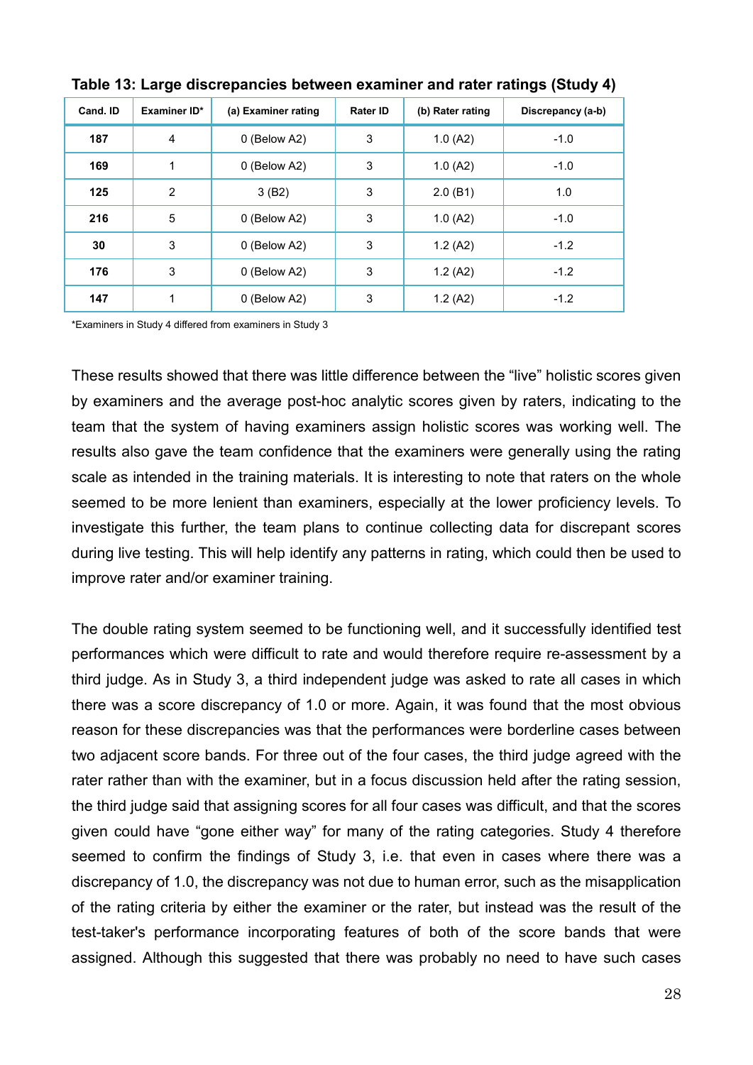**Table 13: Large discrepancies between examiner and rater ratings (Study 4)**

| Cand. ID | Examiner ID* | (a) Examiner rating | Rater ID | (b) Rater rating | Discrepancy (a-b) |
|---|---|---|---|---|---|
| **187** | 4 | 0 (Below A2) | 3 | 1.0 (A2) | -1.0 |
| **169** | 1 | 0 (Below A2) | 3 | 1.0 (A2) | -1.0 |
| **125** | 2 | 3 (B2) | 3 | 2.0 (B1) | 1.0 |
| **216** | 5 | 0 (Below A2) | 3 | 1.0 (A2) | -1.0 |
| **30** | 3 | 0 (Below A2) | 3 | 1.2 (A2) | -1.2 |
| **176** | 3 | 0 (Below A2) | 3 | 1.2 (A2) | -1.2 |
| **147** | 1 | 0 (Below A2) | 3 | 1.2 (A2) | -1.2 |

*Examiners in Study 4 differed from examiners in Study 3

These results showed that there was little difference between the "live" holistic scores given by examiners and the average post-hoc analytic scores given by raters, indicating to the team that the system of having examiners assign holistic scores was working well. The results also gave the team confidence that the examiners were generally using the rating scale as intended in the training materials. It is interesting to note that raters on the whole seemed to be more lenient than examiners, especially at the lower proficiency levels. To investigate this further, the team plans to continue collecting data for discrepant scores during live testing. This will help identify any patterns in rating, which could then be used to improve rater and/or examiner training.

The double rating system seemed to be functioning well, and it successfully identified test performances which were difficult to rate and would therefore require re-assessment by a third judge. As in Study 3, a third independent judge was asked to rate all cases in which there was a score discrepancy of 1.0 or more. Again, it was found that the most obvious reason for these discrepancies was that the performances were borderline cases between two adjacent score bands. For three out of the four cases, the third judge agreed with the rater rather than with the examiner, but in a focus discussion held after the rating session, the third judge said that assigning scores for all four cases was difficult, and that the scores given could have "gone either way" for many of the rating categories. Study 4 therefore seemed to confirm the findings of Study 3, i.e. that even in cases where there was a discrepancy of 1.0, the discrepancy was not due to human error, such as the misapplication of the rating criteria by either the examiner or the rater, but instead was the result of the test-taker's performance incorporating features of both of the score bands that were assigned. Although this suggested that there was probably no need to have such cases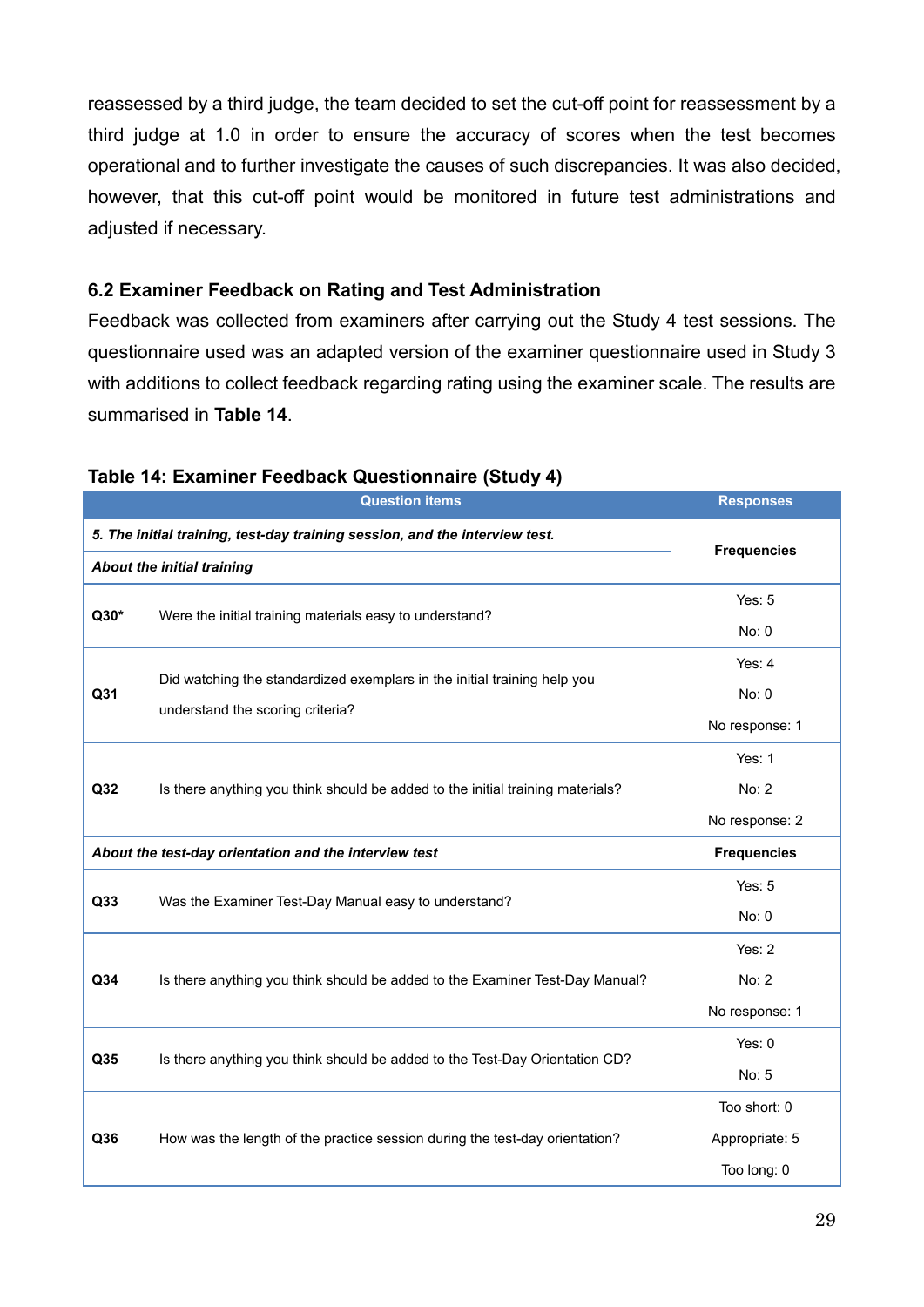reassessed by a third judge, the team decided to set the cut-off point for reassessment by a third judge at 1.0 in order to ensure the accuracy of scores when the test becomes operational and to further investigate the causes of such discrepancies. It was also decided, however, that this cut-off point would be monitored in future test administrations and adjusted if necessary.

### 6.2 Examiner Feedback on Rating and Test Administration

Feedback was collected from examiners after carrying out the Study 4 test sessions. The questionnaire used was an adapted version of the examiner questionnaire used in Study 3 with additions to collect feedback regarding rating using the examiner scale. The results are summarised in **Table 14**.

**Table 14: Examiner Feedback Questionnaire (Study 4)**

| | Question items | Responses |
|---|---|---|
| *5. The initial training, test-day training session, and the interview test.* | | **Frequencies** |
| *About the initial training* | | |
| **Q30*** | Were the initial training materials easy to understand? | Yes: 5<br>No: 0 |
| **Q31** | Did watching the standardized exemplars in the initial training help you understand the scoring criteria? | Yes: 4<br>No: 0<br>No response: 1 |
| **Q32** | Is there anything you think should be added to the initial training materials? | Yes: 1<br>No: 2<br>No response: 2 |
| *About the test-day orientation and the interview test* | | **Frequencies** |
| **Q33** | Was the Examiner Test-Day Manual easy to understand? | Yes: 5<br>No: 0 |
| **Q34** | Is there anything you think should be added to the Examiner Test-Day Manual? | Yes: 2<br>No: 2<br>No response: 1 |
| **Q35** | Is there anything you think should be added to the Test-Day Orientation CD? | Yes: 0<br>No: 5 |
| **Q36** | How was the length of the practice session during the test-day orientation? | Too short: 0<br>Appropriate: 5<br>Too long: 0 |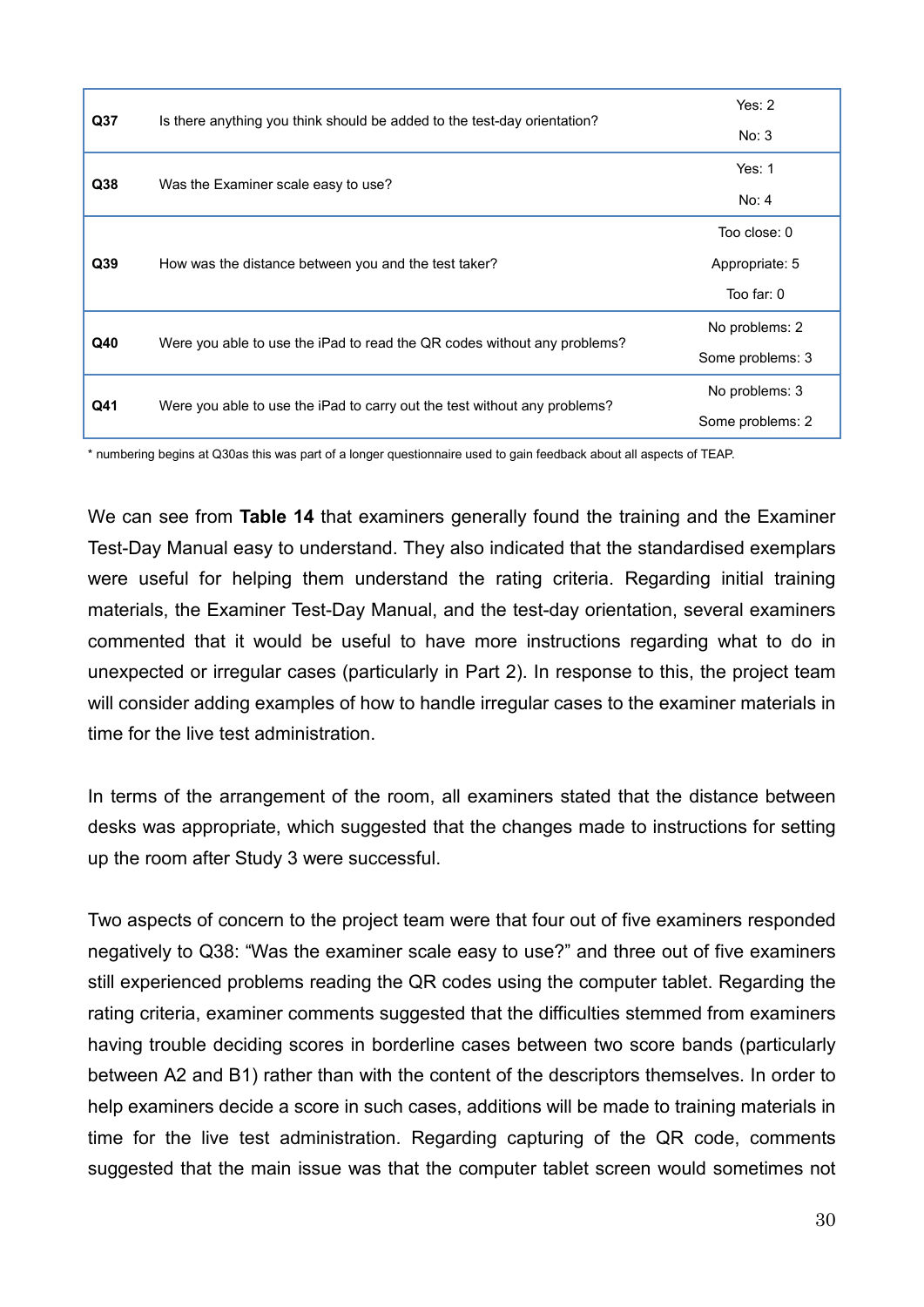| | | |
|---|---|---|
| Q37 | Is there anything you think should be added to the test-day orientation? | Yes: 2<br>No: 3 |
| Q38 | Was the Examiner scale easy to use? | Yes: 1<br>No: 4 |
| Q39 | How was the distance between you and the test taker? | Too close: 0<br>Appropriate: 5<br>Too far: 0 |
| Q40 | Were you able to use the iPad to read the QR codes without any problems? | No problems: 2<br>Some problems: 3 |
| Q41 | Were you able to use the iPad to carry out the test without any problems? | No problems: 3<br>Some problems: 2 |

* numbering begins at Q30as this was part of a longer questionnaire used to gain feedback about all aspects of TEAP.

We can see from **Table 14** that examiners generally found the training and the Examiner Test-Day Manual easy to understand. They also indicated that the standardised exemplars were useful for helping them understand the rating criteria. Regarding initial training materials, the Examiner Test-Day Manual, and the test-day orientation, several examiners commented that it would be useful to have more instructions regarding what to do in unexpected or irregular cases (particularly in Part 2). In response to this, the project team will consider adding examples of how to handle irregular cases to the examiner materials in time for the live test administration.

In terms of the arrangement of the room, all examiners stated that the distance between desks was appropriate, which suggested that the changes made to instructions for setting up the room after Study 3 were successful.

Two aspects of concern to the project team were that four out of five examiners responded negatively to Q38: "Was the examiner scale easy to use?" and three out of five examiners still experienced problems reading the QR codes using the computer tablet. Regarding the rating criteria, examiner comments suggested that the difficulties stemmed from examiners having trouble deciding scores in borderline cases between two score bands (particularly between A2 and B1) rather than with the content of the descriptors themselves. In order to help examiners decide a score in such cases, additions will be made to training materials in time for the live test administration. Regarding capturing of the QR code, comments suggested that the main issue was that the computer tablet screen would sometimes not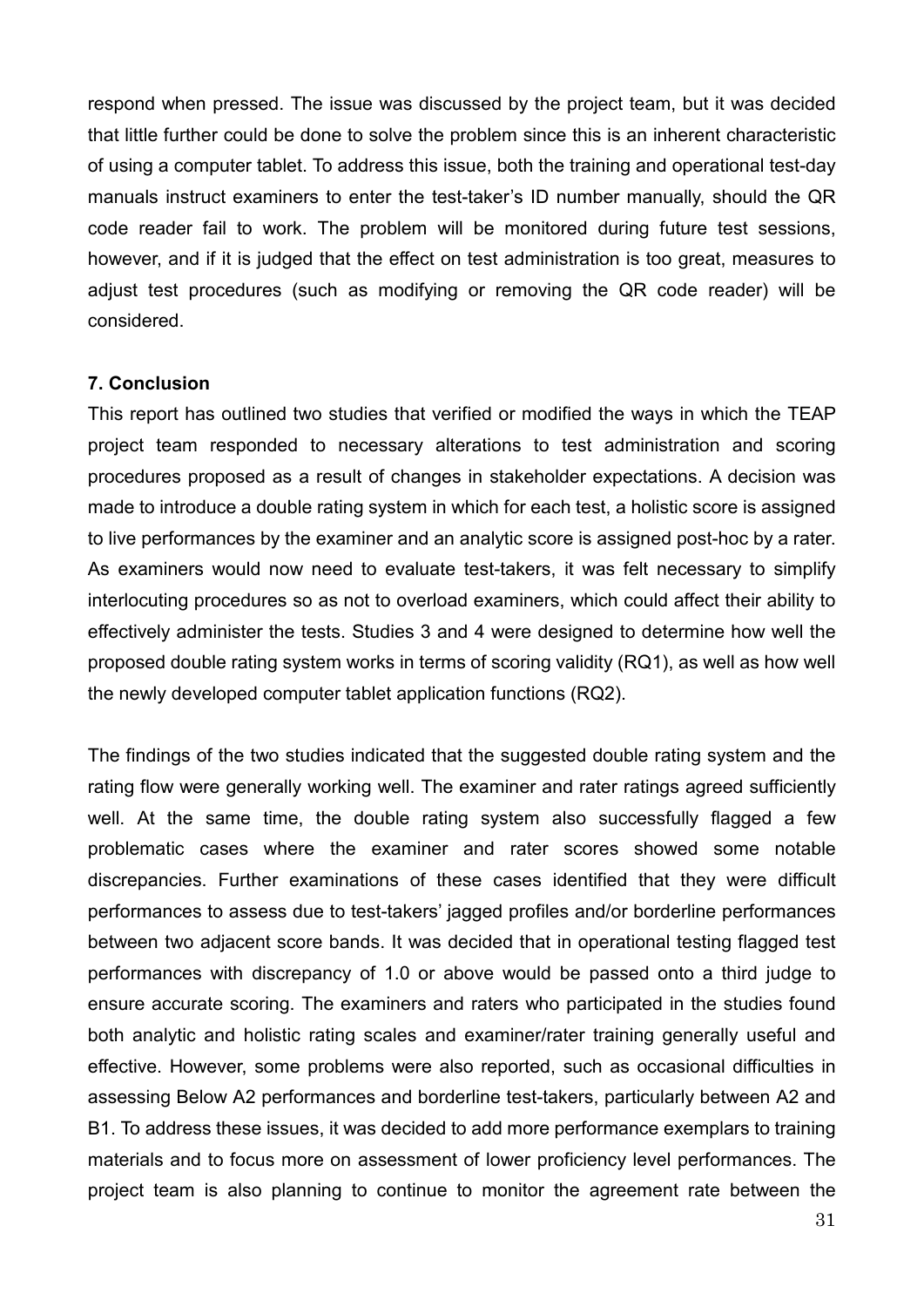respond when pressed. The issue was discussed by the project team, but it was decided that little further could be done to solve the problem since this is an inherent characteristic of using a computer tablet. To address this issue, both the training and operational test-day manuals instruct examiners to enter the test-taker's ID number manually, should the QR code reader fail to work. The problem will be monitored during future test sessions, however, and if it is judged that the effect on test administration is too great, measures to adjust test procedures (such as modifying or removing the QR code reader) will be considered.

## 7. Conclusion

This report has outlined two studies that verified or modified the ways in which the TEAP project team responded to necessary alterations to test administration and scoring procedures proposed as a result of changes in stakeholder expectations. A decision was made to introduce a double rating system in which for each test, a holistic score is assigned to live performances by the examiner and an analytic score is assigned post-hoc by a rater. As examiners would now need to evaluate test-takers, it was felt necessary to simplify interlocuting procedures so as not to overload examiners, which could affect their ability to effectively administer the tests. Studies 3 and 4 were designed to determine how well the proposed double rating system works in terms of scoring validity (RQ1), as well as how well the newly developed computer tablet application functions (RQ2).

The findings of the two studies indicated that the suggested double rating system and the rating flow were generally working well. The examiner and rater ratings agreed sufficiently well. At the same time, the double rating system also successfully flagged a few problematic cases where the examiner and rater scores showed some notable discrepancies. Further examinations of these cases identified that they were difficult performances to assess due to test-takers' jagged profiles and/or borderline performances between two adjacent score bands. It was decided that in operational testing flagged test performances with discrepancy of 1.0 or above would be passed onto a third judge to ensure accurate scoring. The examiners and raters who participated in the studies found both analytic and holistic rating scales and examiner/rater training generally useful and effective. However, some problems were also reported, such as occasional difficulties in assessing Below A2 performances and borderline test-takers, particularly between A2 and B1. To address these issues, it was decided to add more performance exemplars to training materials and to focus more on assessment of lower proficiency level performances. The project team is also planning to continue to monitor the agreement rate between the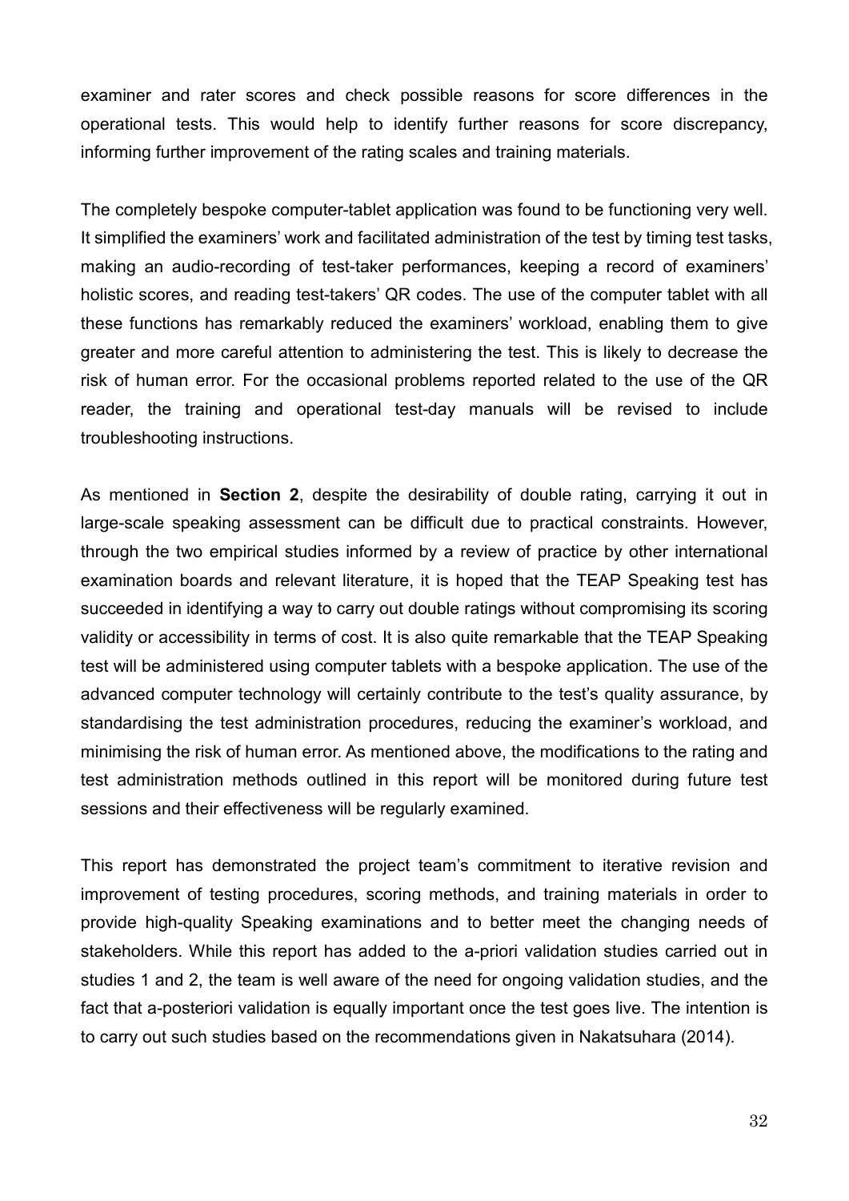examiner and rater scores and check possible reasons for score differences in the operational tests. This would help to identify further reasons for score discrepancy, informing further improvement of the rating scales and training materials.

The completely bespoke computer-tablet application was found to be functioning very well. It simplified the examiners' work and facilitated administration of the test by timing test tasks, making an audio-recording of test-taker performances, keeping a record of examiners' holistic scores, and reading test-takers' QR codes. The use of the computer tablet with all these functions has remarkably reduced the examiners' workload, enabling them to give greater and more careful attention to administering the test. This is likely to decrease the risk of human error. For the occasional problems reported related to the use of the QR reader, the training and operational test-day manuals will be revised to include troubleshooting instructions.

As mentioned in **Section 2**, despite the desirability of double rating, carrying it out in large-scale speaking assessment can be difficult due to practical constraints. However, through the two empirical studies informed by a review of practice by other international examination boards and relevant literature, it is hoped that the TEAP Speaking test has succeeded in identifying a way to carry out double ratings without compromising its scoring validity or accessibility in terms of cost. It is also quite remarkable that the TEAP Speaking test will be administered using computer tablets with a bespoke application. The use of the advanced computer technology will certainly contribute to the test's quality assurance, by standardising the test administration procedures, reducing the examiner's workload, and minimising the risk of human error. As mentioned above, the modifications to the rating and test administration methods outlined in this report will be monitored during future test sessions and their effectiveness will be regularly examined.

This report has demonstrated the project team's commitment to iterative revision and improvement of testing procedures, scoring methods, and training materials in order to provide high-quality Speaking examinations and to better meet the changing needs of stakeholders. While this report has added to the a-priori validation studies carried out in studies 1 and 2, the team is well aware of the need for ongoing validation studies, and the fact that a-posteriori validation is equally important once the test goes live. The intention is to carry out such studies based on the recommendations given in Nakatsuhara (2014).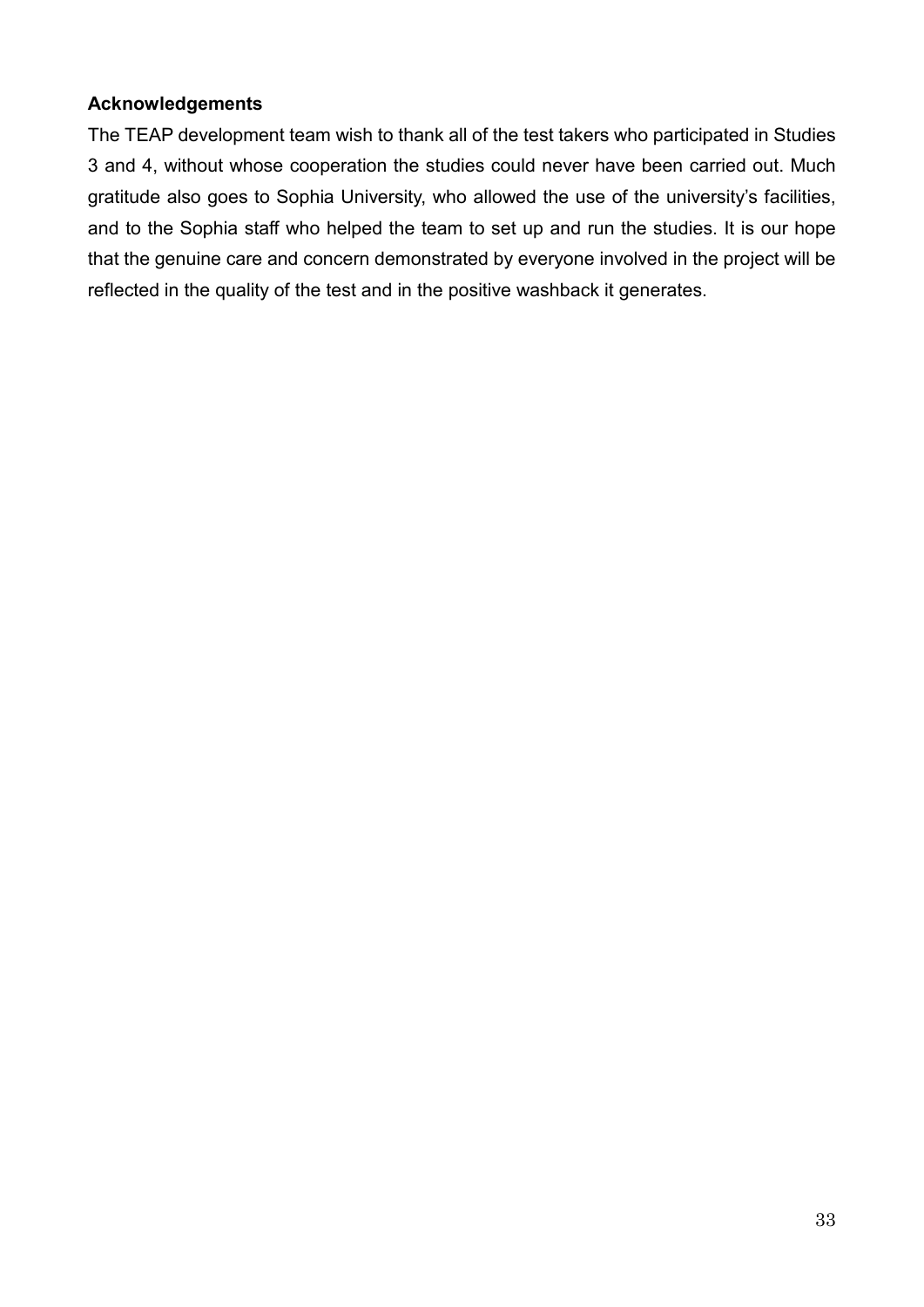## Acknowledgements

The TEAP development team wish to thank all of the test takers who participated in Studies 3 and 4, without whose cooperation the studies could never have been carried out. Much gratitude also goes to Sophia University, who allowed the use of the university's facilities, and to the Sophia staff who helped the team to set up and run the studies. It is our hope that the genuine care and concern demonstrated by everyone involved in the project will be reflected in the quality of the test and in the positive washback it generates.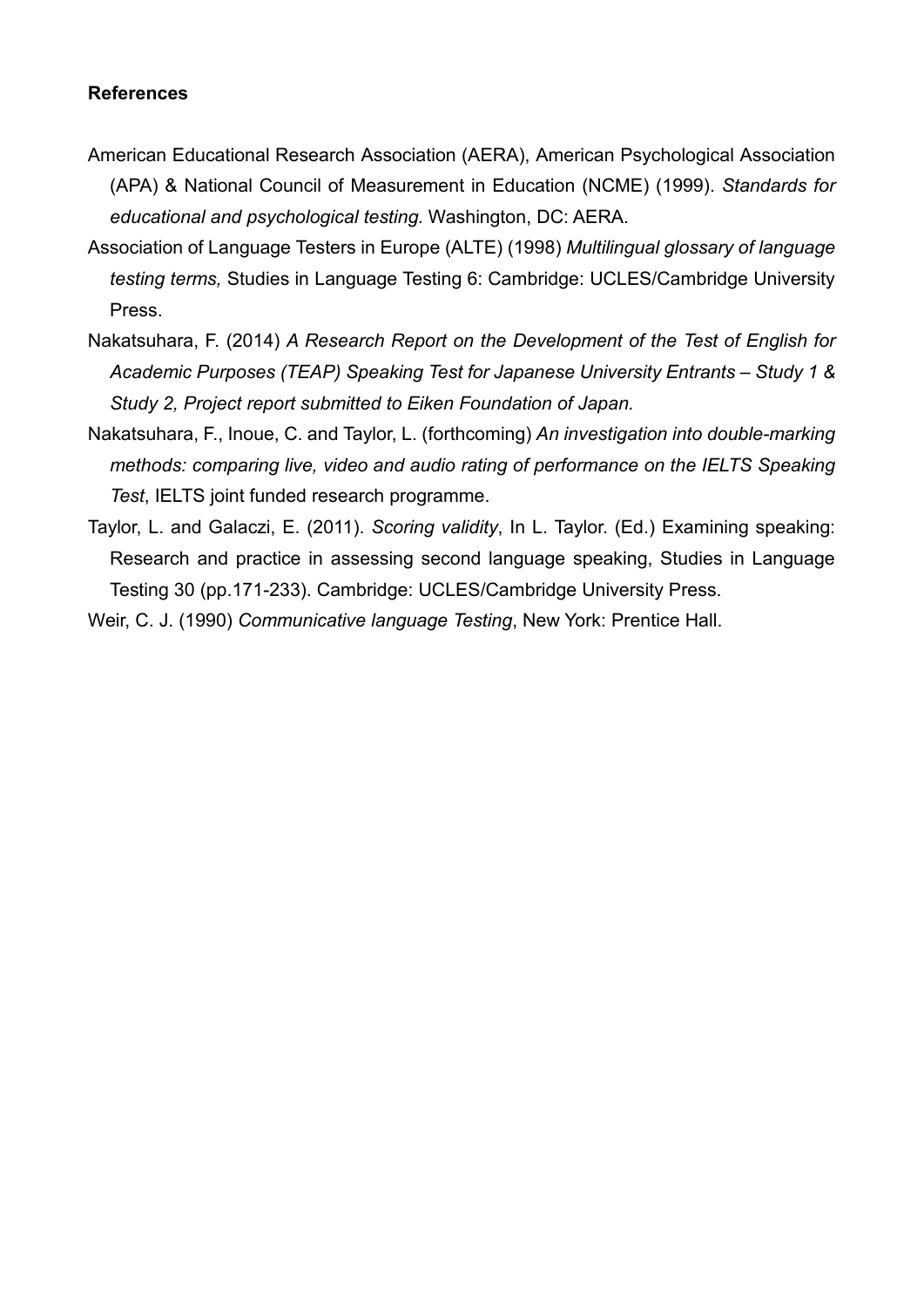**References**

American Educational Research Association (AERA), American Psychological Association (APA) & National Council of Measurement in Education (NCME) (1999). *Standards for educational and psychological testing.* Washington, DC: AERA.

Association of Language Testers in Europe (ALTE) (1998) *Multilingual glossary of language testing terms,* Studies in Language Testing 6: Cambridge: UCLES/Cambridge University Press.

Nakatsuhara, F. (2014) *A Research Report on the Development of the Test of English for Academic Purposes (TEAP) Speaking Test for Japanese University Entrants – Study 1 & Study 2, Project report submitted to Eiken Foundation of Japan.*

Nakatsuhara, F., Inoue, C. and Taylor, L. (forthcoming) *An investigation into double-marking methods: comparing live, video and audio rating of performance on the IELTS Speaking Test*, IELTS joint funded research programme.

Taylor, L. and Galaczi, E. (2011). *Scoring validity*, In L. Taylor. (Ed.) Examining speaking: Research and practice in assessing second language speaking, Studies in Language Testing 30 (pp.171-233). Cambridge: UCLES/Cambridge University Press.

Weir, C. J. (1990) *Communicative language Testing*, New York: Prentice Hall.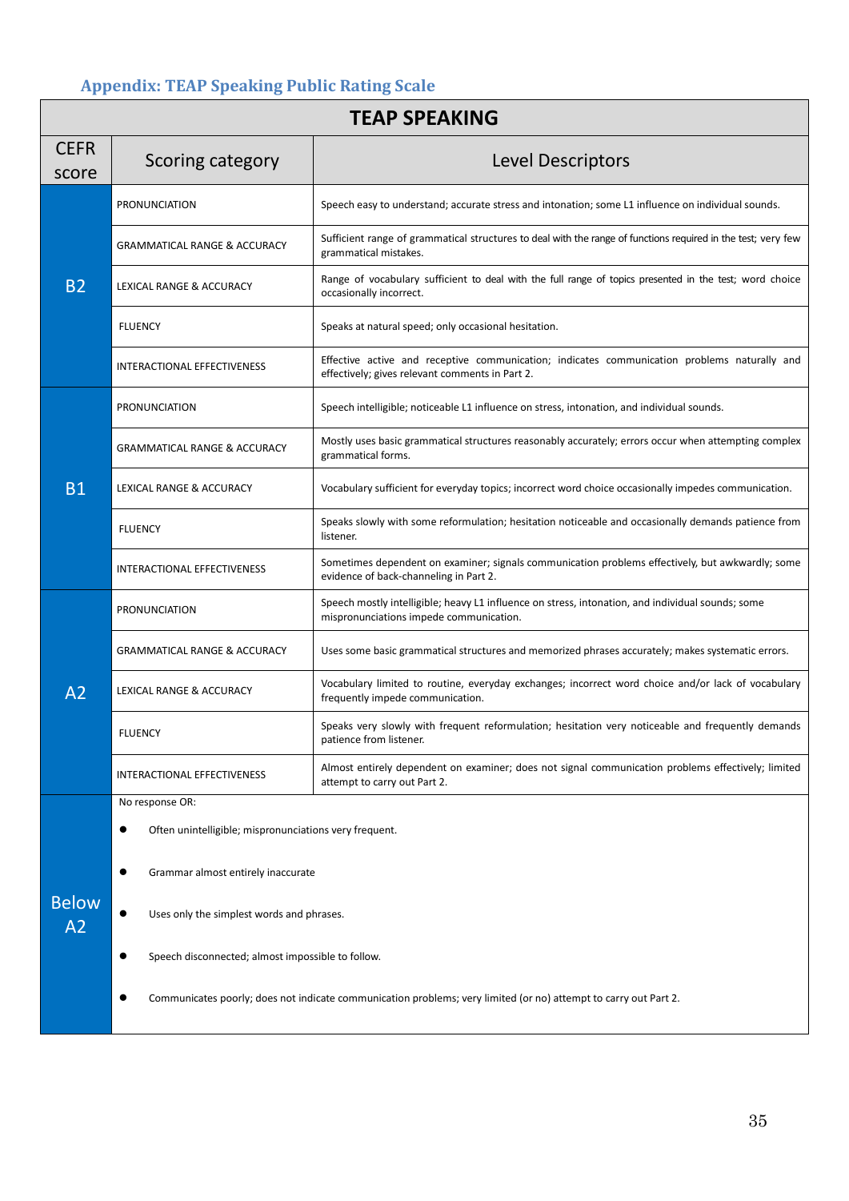## Appendix: TEAP Speaking Public Rating Scale

| TEAP SPEAKING | | |
|---|---|---|
| **CEFR score** | **Scoring category** | **Level Descriptors** |
| B2 | PRONUNCIATION | Speech easy to understand; accurate stress and intonation; some L1 influence on individual sounds. |
| | GRAMMATICAL RANGE & ACCURACY | Sufficient range of grammatical structures to deal with the range of functions required in the test; very few grammatical mistakes. |
| | LEXICAL RANGE & ACCURACY | Range of vocabulary sufficient to deal with the full range of topics presented in the test; word choice occasionally incorrect. |
| | FLUENCY | Speaks at natural speed; only occasional hesitation. |
| | INTERACTIONAL EFFECTIVENESS | Effective active and receptive communication; indicates communication problems naturally and effectively; gives relevant comments in Part 2. |
| B1 | PRONUNCIATION | Speech intelligible; noticeable L1 influence on stress, intonation, and individual sounds. |
| | GRAMMATICAL RANGE & ACCURACY | Mostly uses basic grammatical structures reasonably accurately; errors occur when attempting complex grammatical forms. |
| | LEXICAL RANGE & ACCURACY | Vocabulary sufficient for everyday topics; incorrect word choice occasionally impedes communication. |
| | FLUENCY | Speaks slowly with some reformulation; hesitation noticeable and occasionally demands patience from listener. |
| | INTERACTIONAL EFFECTIVENESS | Sometimes dependent on examiner; signals communication problems effectively, but awkwardly; some evidence of back-channeling in Part 2. |
| A2 | PRONUNCIATION | Speech mostly intelligible; heavy L1 influence on stress, intonation, and individual sounds; some mispronunciations impede communication. |
| | GRAMMATICAL RANGE & ACCURACY | Uses some basic grammatical structures and memorized phrases accurately; makes systematic errors. |
| | LEXICAL RANGE & ACCURACY | Vocabulary limited to routine, everyday exchanges; incorrect word choice and/or lack of vocabulary frequently impede communication. |
| | FLUENCY | Speaks very slowly with frequent reformulation; hesitation very noticeable and frequently demands patience from listener. |
| | INTERACTIONAL EFFECTIVENESS | Almost entirely dependent on examiner; does not signal communication problems effectively; limited attempt to carry out Part 2. |
| Below A2 | No response OR:<br>● Often unintelligible; mispronunciations very frequent.<br>● Grammar almost entirely inaccurate<br>● Uses only the simplest words and phrases.<br>● Speech disconnected; almost impossible to follow.<br>● Communicates poorly; does not indicate communication problems; very limited (or no) attempt to carry out Part 2. | |